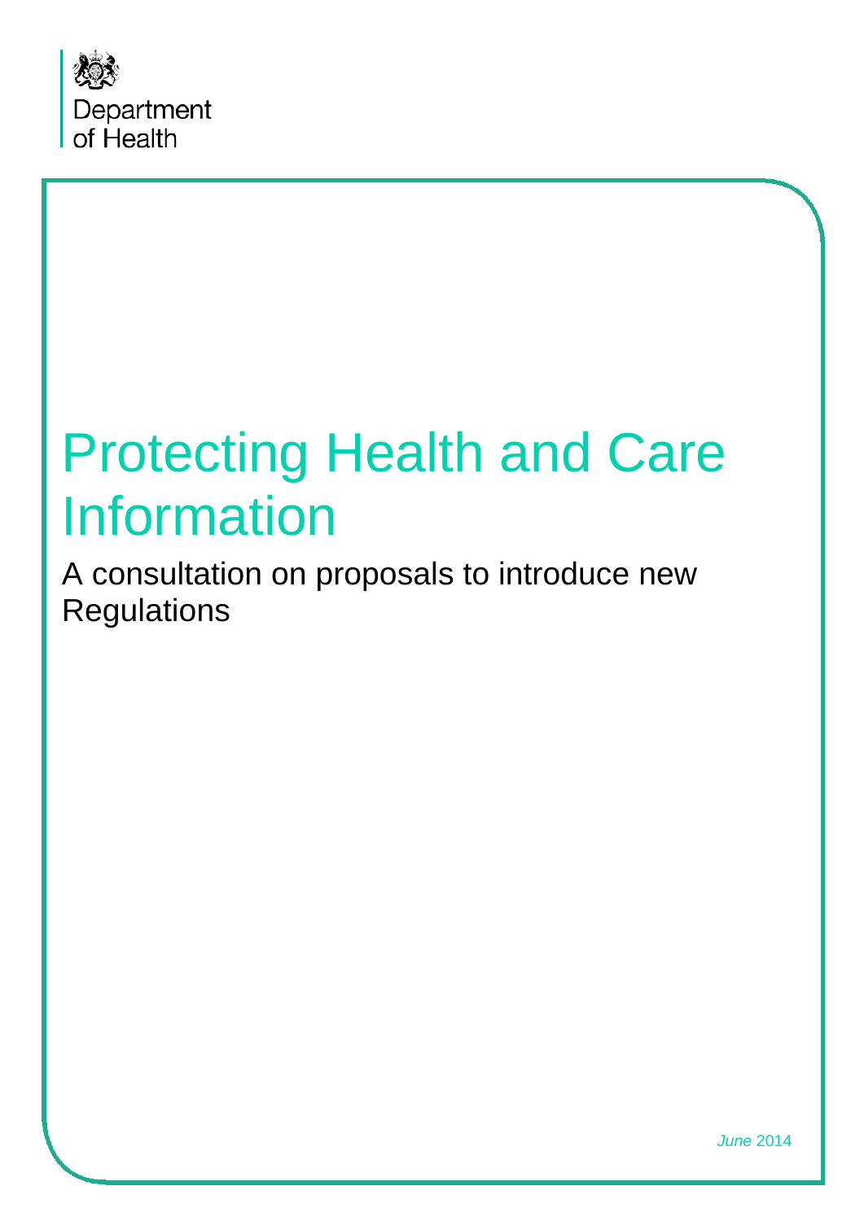Department of Health

# Protecting Health and Care Information

## A consultation on proposals to introduce new Regulations

*June* 2014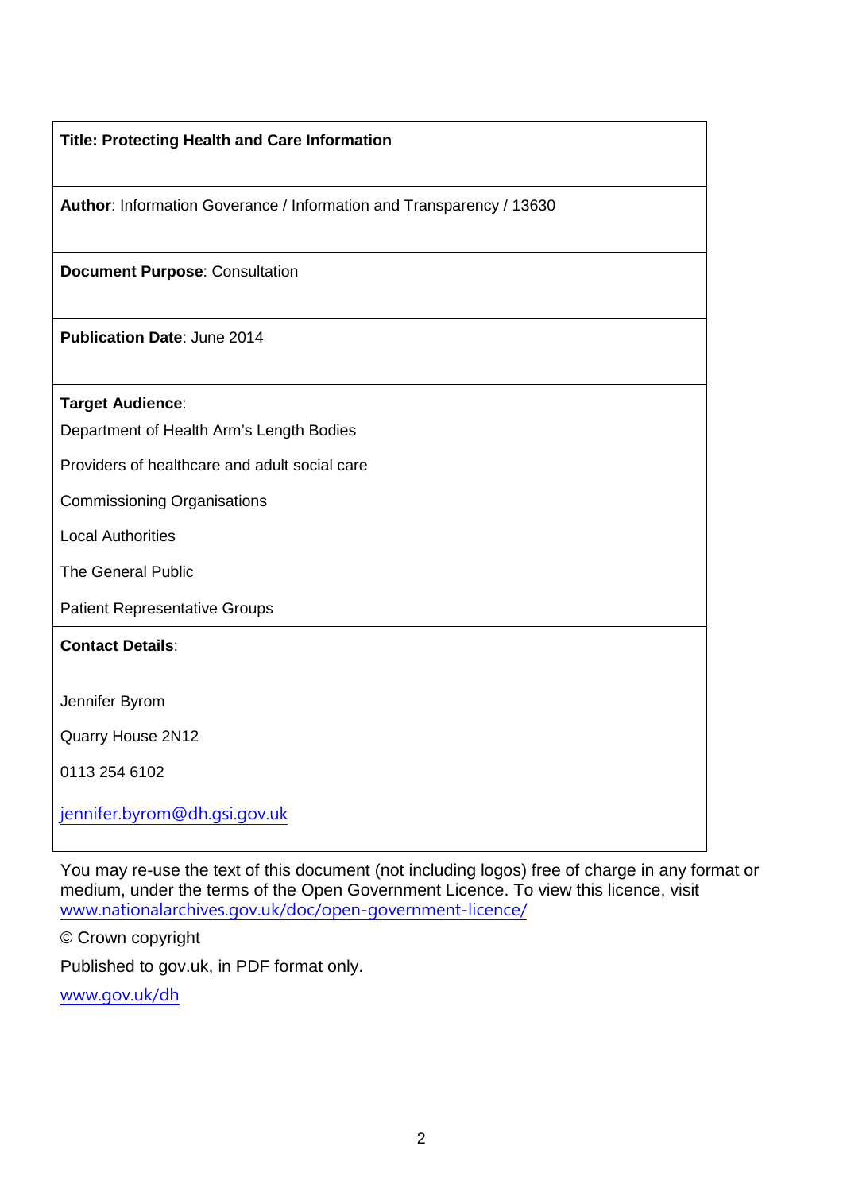**Title: Protecting Health and Care Information**

**Author**: Information Goverance / Information and Transparency / 13630

**Document Purpose**: Consultation

**Publication Date**: June 2014

**Target Audience**:

Department of Health Arm's Length Bodies

Providers of healthcare and adult social care

Commissioning Organisations

Local Authorities

The General Public

Patient Representative Groups

**Contact Details**:

Jennifer Byrom

Quarry House 2N12

0113 254 6102

jennifer.byrom@dh.gsi.gov.uk

You may re-use the text of this document (not including logos) free of charge in any format or medium, under the terms of the Open Government Licence. To view this licence, visit www.nationalarchives.gov.uk/doc/open-government-licence/

© Crown copyright

Published to gov.uk, in PDF format only.

www.gov.uk/dh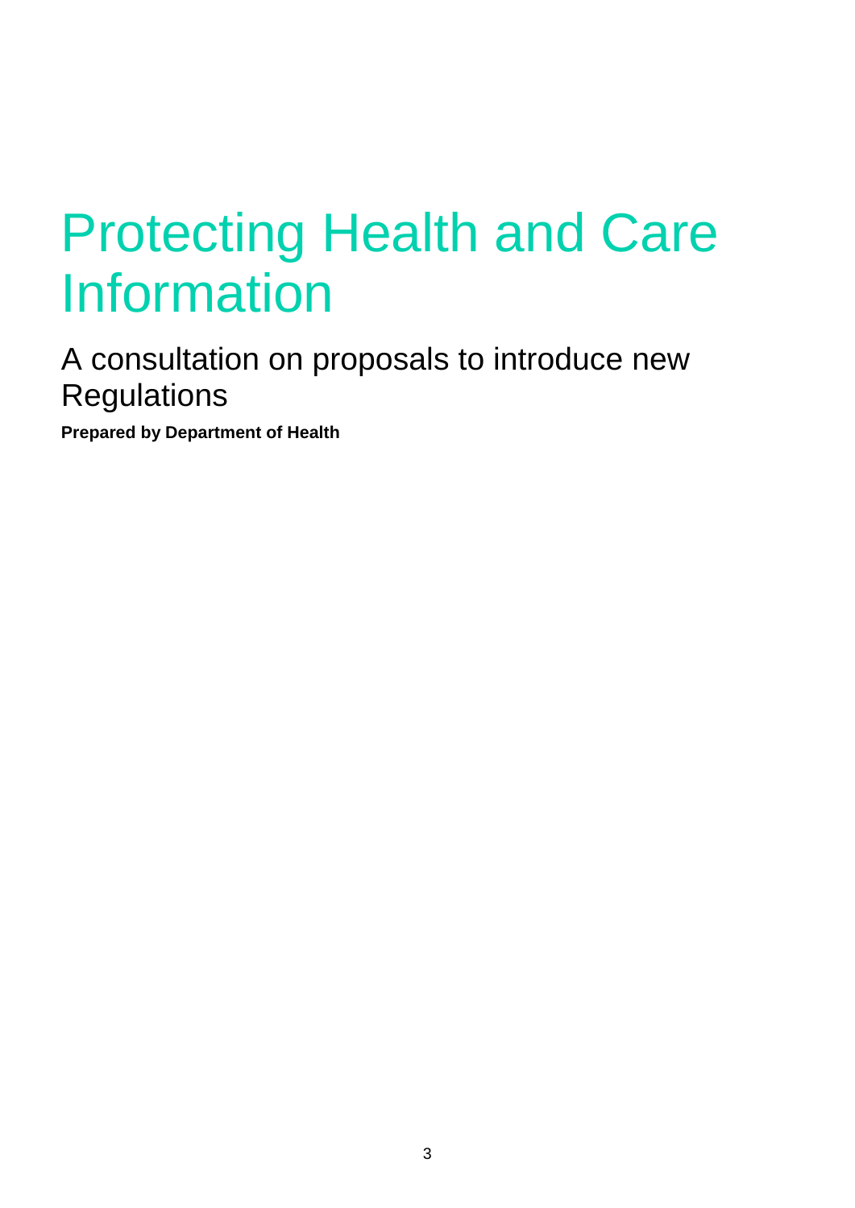# Protecting Health and Care Information

## A consultation on proposals to introduce new Regulations

**Prepared by Department of Health**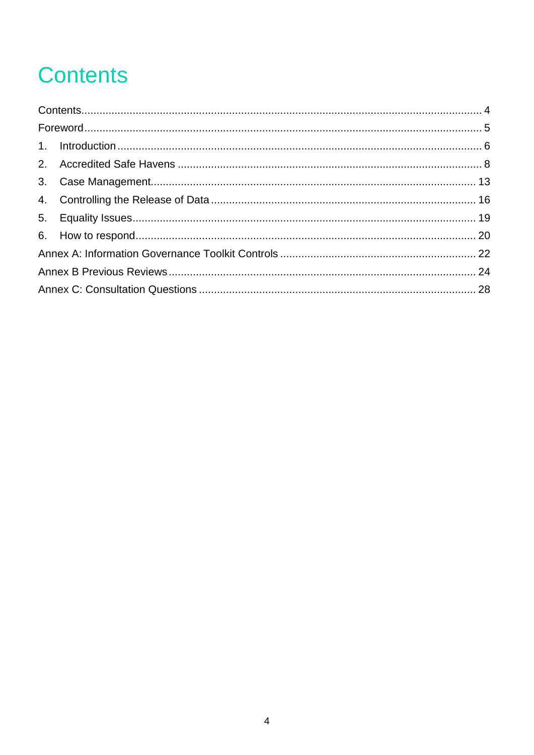# Contents

Contents.......................................................................................................................... 4

Foreword.......................................................................................................................... 5

1. Introduction ................................................................................................................. 6
2. Accredited Safe Havens .............................................................................................. 8
3. Case Management....................................................................................................... 13
4. Controlling the Release of Data .................................................................................. 16
5. Equality Issues............................................................................................................. 19
6. How to respond............................................................................................................ 20

Annex A: Information Governance Toolkit Controls ........................................................ 22

Annex B Previous Reviews.............................................................................................. 24

Annex C: Consultation Questions ................................................................................... 28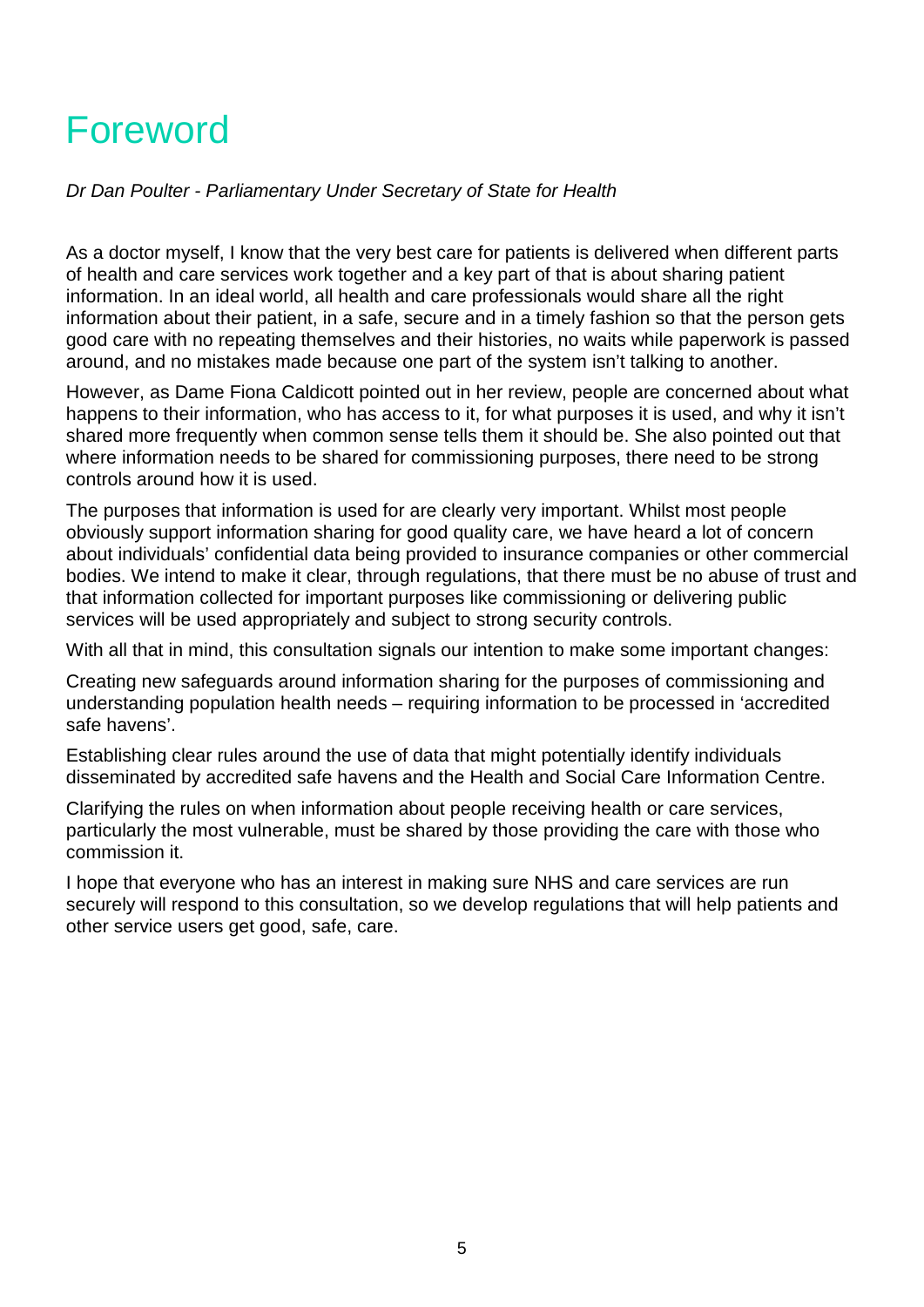# Foreword

*Dr Dan Poulter - Parliamentary Under Secretary of State for Health*

As a doctor myself, I know that the very best care for patients is delivered when different parts of health and care services work together and a key part of that is about sharing patient information. In an ideal world, all health and care professionals would share all the right information about their patient, in a safe, secure and in a timely fashion so that the person gets good care with no repeating themselves and their histories, no waits while paperwork is passed around, and no mistakes made because one part of the system isn't talking to another.

However, as Dame Fiona Caldicott pointed out in her review, people are concerned about what happens to their information, who has access to it, for what purposes it is used, and why it isn't shared more frequently when common sense tells them it should be. She also pointed out that where information needs to be shared for commissioning purposes, there need to be strong controls around how it is used.

The purposes that information is used for are clearly very important. Whilst most people obviously support information sharing for good quality care, we have heard a lot of concern about individuals' confidential data being provided to insurance companies or other commercial bodies. We intend to make it clear, through regulations, that there must be no abuse of trust and that information collected for important purposes like commissioning or delivering public services will be used appropriately and subject to strong security controls.

With all that in mind, this consultation signals our intention to make some important changes:

Creating new safeguards around information sharing for the purposes of commissioning and understanding population health needs – requiring information to be processed in 'accredited safe havens'.

Establishing clear rules around the use of data that might potentially identify individuals disseminated by accredited safe havens and the Health and Social Care Information Centre.

Clarifying the rules on when information about people receiving health or care services, particularly the most vulnerable, must be shared by those providing the care with those who commission it.

I hope that everyone who has an interest in making sure NHS and care services are run securely will respond to this consultation, so we develop regulations that will help patients and other service users get good, safe, care.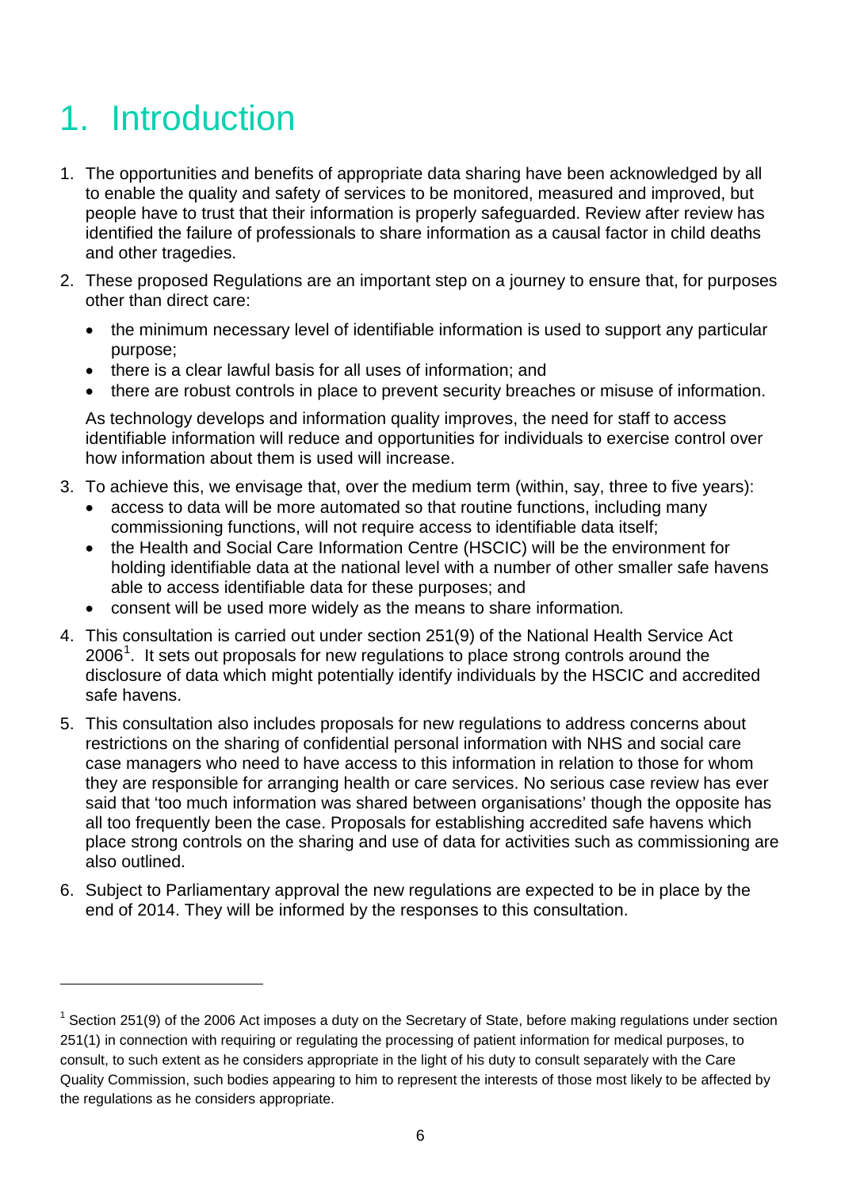# 1. Introduction

1. The opportunities and benefits of appropriate data sharing have been acknowledged by all to enable the quality and safety of services to be monitored, measured and improved, but people have to trust that their information is properly safeguarded. Review after review has identified the failure of professionals to share information as a causal factor in child deaths and other tragedies.

2. These proposed Regulations are an important step on a journey to ensure that, for purposes other than direct care:

   - the minimum necessary level of identifiable information is used to support any particular purpose;
   - there is a clear lawful basis for all uses of information; and
   - there are robust controls in place to prevent security breaches or misuse of information.

   As technology develops and information quality improves, the need for staff to access identifiable information will reduce and opportunities for individuals to exercise control over how information about them is used will increase.

3. To achieve this, we envisage that, over the medium term (within, say, three to five years):
   - access to data will be more automated so that routine functions, including many commissioning functions, will not require access to identifiable data itself;
   - the Health and Social Care Information Centre (HSCIC) will be the environment for holding identifiable data at the national level with a number of other smaller safe havens able to access identifiable data for these purposes; and
   - consent will be used more widely as the means to share information*.*

4. This consultation is carried out under section 251(9) of the National Health Service Act 2006[1]. It sets out proposals for new regulations to place strong controls around the disclosure of data which might potentially identify individuals by the HSCIC and accredited safe havens.

5. This consultation also includes proposals for new regulations to address concerns about restrictions on the sharing of confidential personal information with NHS and social care case managers who need to have access to this information in relation to those for whom they are responsible for arranging health or care services. No serious case review has ever said that 'too much information was shared between organisations' though the opposite has all too frequently been the case. Proposals for establishing accredited safe havens which place strong controls on the sharing and use of data for activities such as commissioning are also outlined.

6. Subject to Parliamentary approval the new regulations are expected to be in place by the end of 2014. They will be informed by the responses to this consultation.

---

[1] Section 251(9) of the 2006 Act imposes a duty on the Secretary of State, before making regulations under section 251(1) in connection with requiring or regulating the processing of patient information for medical purposes, to consult, to such extent as he considers appropriate in the light of his duty to consult separately with the Care Quality Commission, such bodies appearing to him to represent the interests of those most likely to be affected by the regulations as he considers appropriate.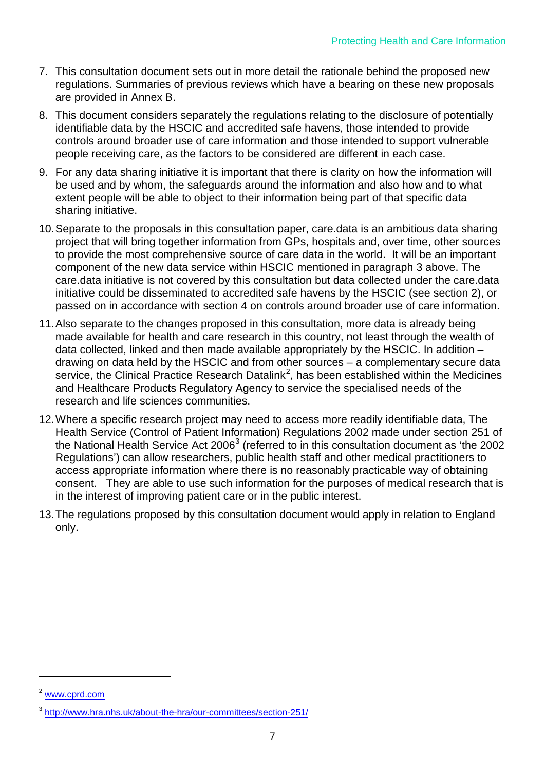7. This consultation document sets out in more detail the rationale behind the proposed new regulations. Summaries of previous reviews which have a bearing on these new proposals are provided in Annex B.

8. This document considers separately the regulations relating to the disclosure of potentially identifiable data by the HSCIC and accredited safe havens, those intended to provide controls around broader use of care information and those intended to support vulnerable people receiving care, as the factors to be considered are different in each case.

9. For any data sharing initiative it is important that there is clarity on how the information will be used and by whom, the safeguards around the information and also how and to what extent people will be able to object to their information being part of that specific data sharing initiative.

10. Separate to the proposals in this consultation paper, care.data is an ambitious data sharing project that will bring together information from GPs, hospitals and, over time, other sources to provide the most comprehensive source of care data in the world. It will be an important component of the new data service within HSCIC mentioned in paragraph 3 above. The care.data initiative is not covered by this consultation but data collected under the care.data initiative could be disseminated to accredited safe havens by the HSCIC (see section 2), or passed on in accordance with section 4 on controls around broader use of care information.

11. Also separate to the changes proposed in this consultation, more data is already being made available for health and care research in this country, not least through the wealth of data collected, linked and then made available appropriately by the HSCIC. In addition – drawing on data held by the HSCIC and from other sources – a complementary secure data service, the Clinical Practice Research Datalink[2], has been established within the Medicines and Healthcare Products Regulatory Agency to service the specialised needs of the research and life sciences communities.

12. Where a specific research project may need to access more readily identifiable data, The Health Service (Control of Patient Information) Regulations 2002 made under section 251 of the National Health Service Act 2006[3] (referred to in this consultation document as 'the 2002 Regulations') can allow researchers, public health staff and other medical practitioners to access appropriate information where there is no reasonably practicable way of obtaining consent. They are able to use such information for the purposes of medical research that is in the interest of improving patient care or in the public interest.

13. The regulations proposed by this consultation document would apply in relation to England only.

---

[2] www.cprd.com

[3] http://www.hra.nhs.uk/about-the-hra/our-committees/section-251/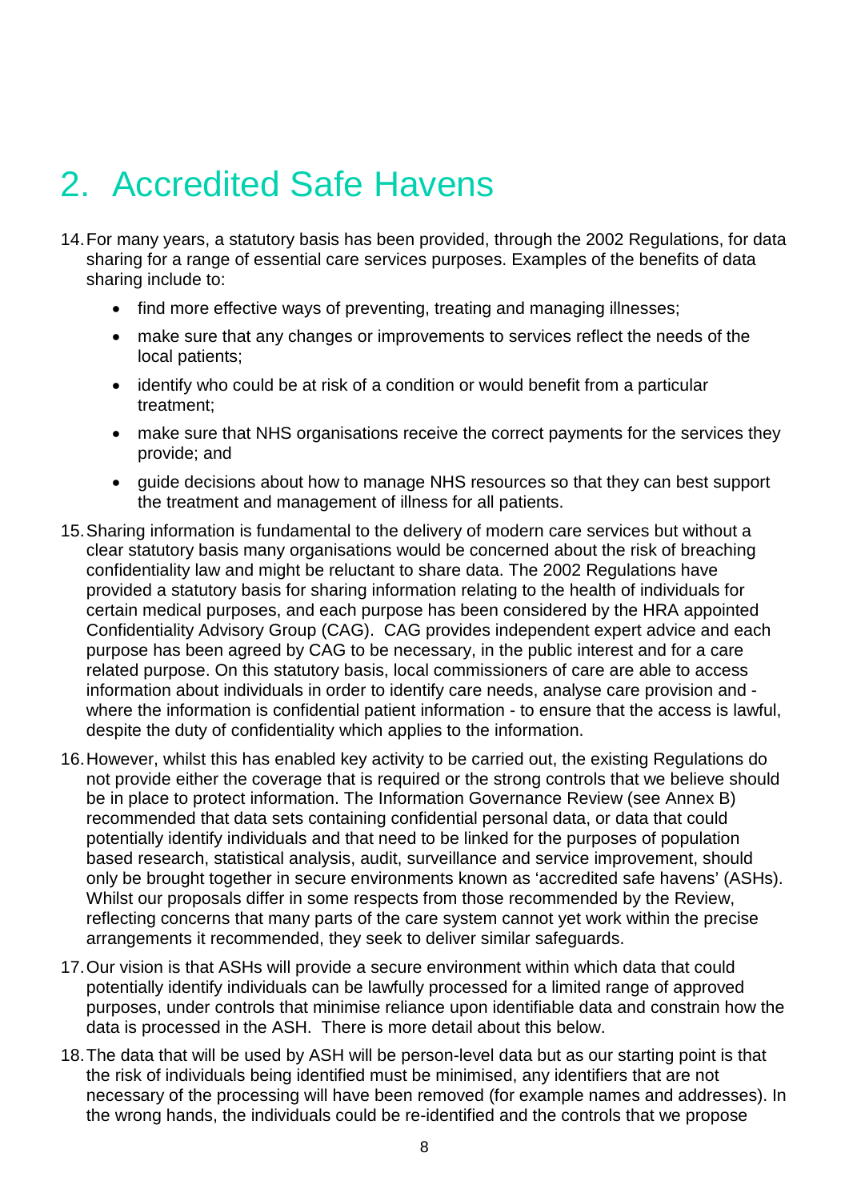# 2. Accredited Safe Havens

14. For many years, a statutory basis has been provided, through the 2002 Regulations, for data sharing for a range of essential care services purposes. Examples of the benefits of data sharing include to:

    - find more effective ways of preventing, treating and managing illnesses;
    - make sure that any changes or improvements to services reflect the needs of the local patients;
    - identify who could be at risk of a condition or would benefit from a particular treatment;
    - make sure that NHS organisations receive the correct payments for the services they provide; and
    - guide decisions about how to manage NHS resources so that they can best support the treatment and management of illness for all patients.

15. Sharing information is fundamental to the delivery of modern care services but without a clear statutory basis many organisations would be concerned about the risk of breaching confidentiality law and might be reluctant to share data. The 2002 Regulations have provided a statutory basis for sharing information relating to the health of individuals for certain medical purposes, and each purpose has been considered by the HRA appointed Confidentiality Advisory Group (CAG). CAG provides independent expert advice and each purpose has been agreed by CAG to be necessary, in the public interest and for a care related purpose. On this statutory basis, local commissioners of care are able to access information about individuals in order to identify care needs, analyse care provision and - where the information is confidential patient information - to ensure that the access is lawful, despite the duty of confidentiality which applies to the information.

16. However, whilst this has enabled key activity to be carried out, the existing Regulations do not provide either the coverage that is required or the strong controls that we believe should be in place to protect information. The Information Governance Review (see Annex B) recommended that data sets containing confidential personal data, or data that could potentially identify individuals and that need to be linked for the purposes of population based research, statistical analysis, audit, surveillance and service improvement, should only be brought together in secure environments known as 'accredited safe havens' (ASHs). Whilst our proposals differ in some respects from those recommended by the Review, reflecting concerns that many parts of the care system cannot yet work within the precise arrangements it recommended, they seek to deliver similar safeguards.

17. Our vision is that ASHs will provide a secure environment within which data that could potentially identify individuals can be lawfully processed for a limited range of approved purposes, under controls that minimise reliance upon identifiable data and constrain how the data is processed in the ASH. There is more detail about this below.

18. The data that will be used by ASH will be person-level data but as our starting point is that the risk of individuals being identified must be minimised, any identifiers that are not necessary of the processing will have been removed (for example names and addresses). In the wrong hands, the individuals could be re-identified and the controls that we propose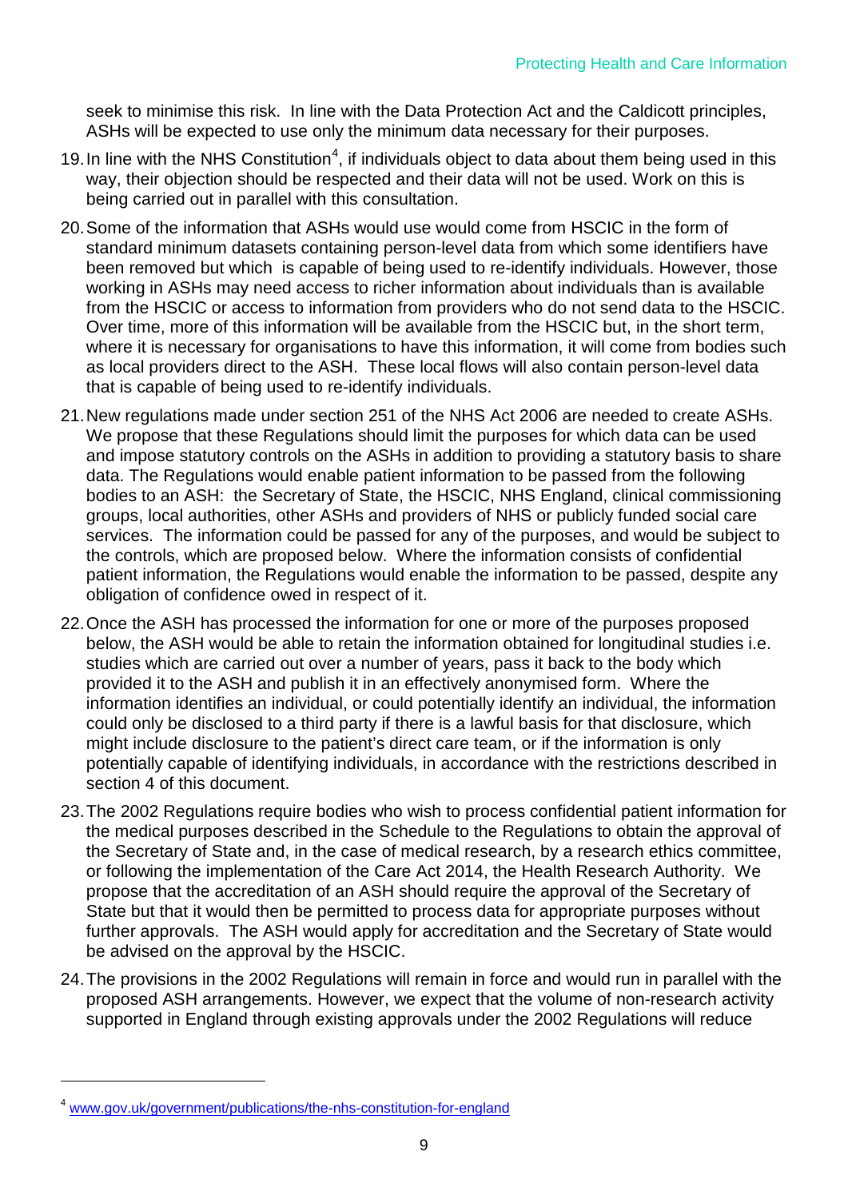seek to minimise this risk. In line with the Data Protection Act and the Caldicott principles, ASHs will be expected to use only the minimum data necessary for their purposes.

19. In line with the NHS Constitution[4], if individuals object to data about them being used in this way, their objection should be respected and their data will not be used. Work on this is being carried out in parallel with this consultation.

20. Some of the information that ASHs would use would come from HSCIC in the form of standard minimum datasets containing person-level data from which some identifiers have been removed but which is capable of being used to re-identify individuals. However, those working in ASHs may need access to richer information about individuals than is available from the HSCIC or access to information from providers who do not send data to the HSCIC. Over time, more of this information will be available from the HSCIC but, in the short term, where it is necessary for organisations to have this information, it will come from bodies such as local providers direct to the ASH. These local flows will also contain person-level data that is capable of being used to re-identify individuals.

21. New regulations made under section 251 of the NHS Act 2006 are needed to create ASHs. We propose that these Regulations should limit the purposes for which data can be used and impose statutory controls on the ASHs in addition to providing a statutory basis to share data. The Regulations would enable patient information to be passed from the following bodies to an ASH: the Secretary of State, the HSCIC, NHS England, clinical commissioning groups, local authorities, other ASHs and providers of NHS or publicly funded social care services. The information could be passed for any of the purposes, and would be subject to the controls, which are proposed below. Where the information consists of confidential patient information, the Regulations would enable the information to be passed, despite any obligation of confidence owed in respect of it.

22. Once the ASH has processed the information for one or more of the purposes proposed below, the ASH would be able to retain the information obtained for longitudinal studies i.e. studies which are carried out over a number of years, pass it back to the body which provided it to the ASH and publish it in an effectively anonymised form. Where the information identifies an individual, or could potentially identify an individual, the information could only be disclosed to a third party if there is a lawful basis for that disclosure, which might include disclosure to the patient's direct care team, or if the information is only potentially capable of identifying individuals, in accordance with the restrictions described in section 4 of this document.

23. The 2002 Regulations require bodies who wish to process confidential patient information for the medical purposes described in the Schedule to the Regulations to obtain the approval of the Secretary of State and, in the case of medical research, by a research ethics committee, or following the implementation of the Care Act 2014, the Health Research Authority. We propose that the accreditation of an ASH should require the approval of the Secretary of State but that it would then be permitted to process data for appropriate purposes without further approvals. The ASH would apply for accreditation and the Secretary of State would be advised on the approval by the HSCIC.

24. The provisions in the 2002 Regulations will remain in force and would run in parallel with the proposed ASH arrangements. However, we expect that the volume of non-research activity supported in England through existing approvals under the 2002 Regulations will reduce

[4] www.gov.uk/government/publications/the-nhs-constitution-for-england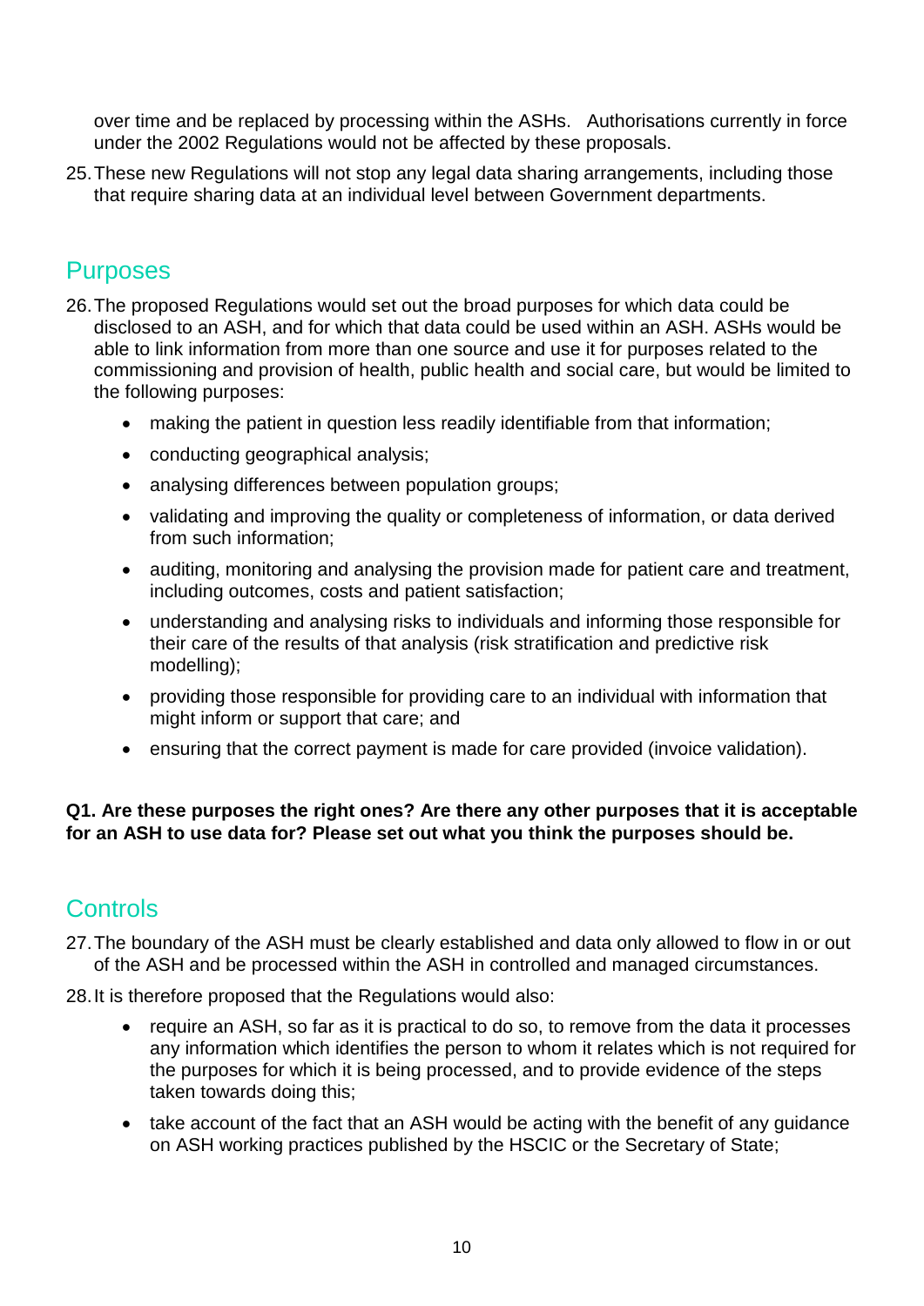over time and be replaced by processing within the ASHs. Authorisations currently in force under the 2002 Regulations would not be affected by these proposals.

25. These new Regulations will not stop any legal data sharing arrangements, including those that require sharing data at an individual level between Government departments.

## Purposes

26. The proposed Regulations would set out the broad purposes for which data could be disclosed to an ASH, and for which that data could be used within an ASH. ASHs would be able to link information from more than one source and use it for purposes related to the commissioning and provision of health, public health and social care, but would be limited to the following purposes:

    - making the patient in question less readily identifiable from that information;
    - conducting geographical analysis;
    - analysing differences between population groups;
    - validating and improving the quality or completeness of information, or data derived from such information;
    - auditing, monitoring and analysing the provision made for patient care and treatment, including outcomes, costs and patient satisfaction;
    - understanding and analysing risks to individuals and informing those responsible for their care of the results of that analysis (risk stratification and predictive risk modelling);
    - providing those responsible for providing care to an individual with information that might inform or support that care; and
    - ensuring that the correct payment is made for care provided (invoice validation).

**Q1. Are these purposes the right ones? Are there any other purposes that it is acceptable for an ASH to use data for? Please set out what you think the purposes should be.**

## Controls

27. The boundary of the ASH must be clearly established and data only allowed to flow in or out of the ASH and be processed within the ASH in controlled and managed circumstances.

28. It is therefore proposed that the Regulations would also:

    - require an ASH, so far as it is practical to do so, to remove from the data it processes any information which identifies the person to whom it relates which is not required for the purposes for which it is being processed, and to provide evidence of the steps taken towards doing this;
    - take account of the fact that an ASH would be acting with the benefit of any guidance on ASH working practices published by the HSCIC or the Secretary of State;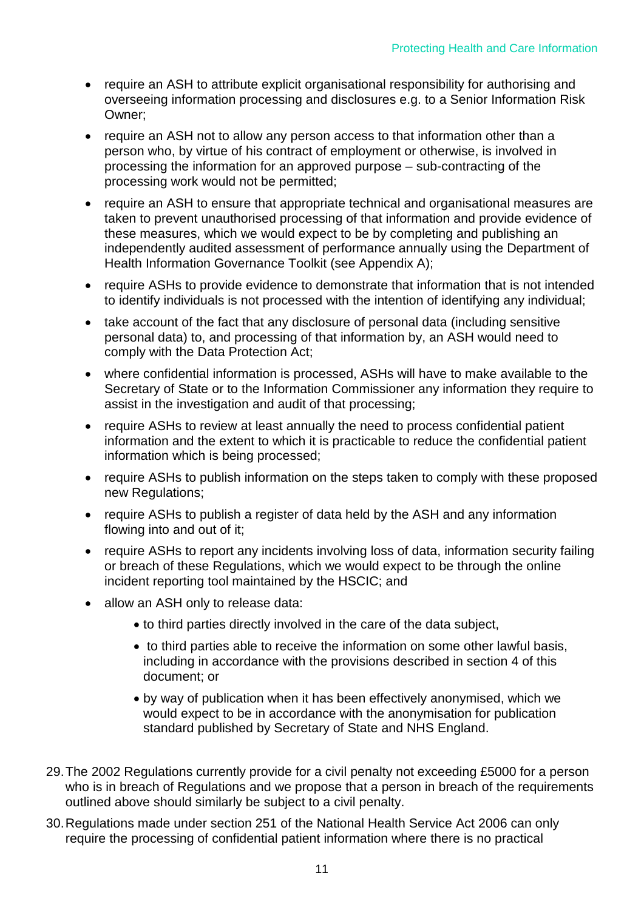- require an ASH to attribute explicit organisational responsibility for authorising and overseeing information processing and disclosures e.g. to a Senior Information Risk Owner;
- require an ASH not to allow any person access to that information other than a person who, by virtue of his contract of employment or otherwise, is involved in processing the information for an approved purpose – sub-contracting of the processing work would not be permitted;
- require an ASH to ensure that appropriate technical and organisational measures are taken to prevent unauthorised processing of that information and provide evidence of these measures, which we would expect to be by completing and publishing an independently audited assessment of performance annually using the Department of Health Information Governance Toolkit (see Appendix A);
- require ASHs to provide evidence to demonstrate that information that is not intended to identify individuals is not processed with the intention of identifying any individual;
- take account of the fact that any disclosure of personal data (including sensitive personal data) to, and processing of that information by, an ASH would need to comply with the Data Protection Act;
- where confidential information is processed, ASHs will have to make available to the Secretary of State or to the Information Commissioner any information they require to assist in the investigation and audit of that processing;
- require ASHs to review at least annually the need to process confidential patient information and the extent to which it is practicable to reduce the confidential patient information which is being processed;
- require ASHs to publish information on the steps taken to comply with these proposed new Regulations;
- require ASHs to publish a register of data held by the ASH and any information flowing into and out of it;
- require ASHs to report any incidents involving loss of data, information security failing or breach of these Regulations, which we would expect to be through the online incident reporting tool maintained by the HSCIC; and
- allow an ASH only to release data:
    - to third parties directly involved in the care of the data subject,
    - to third parties able to receive the information on some other lawful basis, including in accordance with the provisions described in section 4 of this document; or
    - by way of publication when it has been effectively anonymised, which we would expect to be in accordance with the anonymisation for publication standard published by Secretary of State and NHS England.

29. The 2002 Regulations currently provide for a civil penalty not exceeding £5000 for a person who is in breach of Regulations and we propose that a person in breach of the requirements outlined above should similarly be subject to a civil penalty.

30. Regulations made under section 251 of the National Health Service Act 2006 can only require the processing of confidential patient information where there is no practical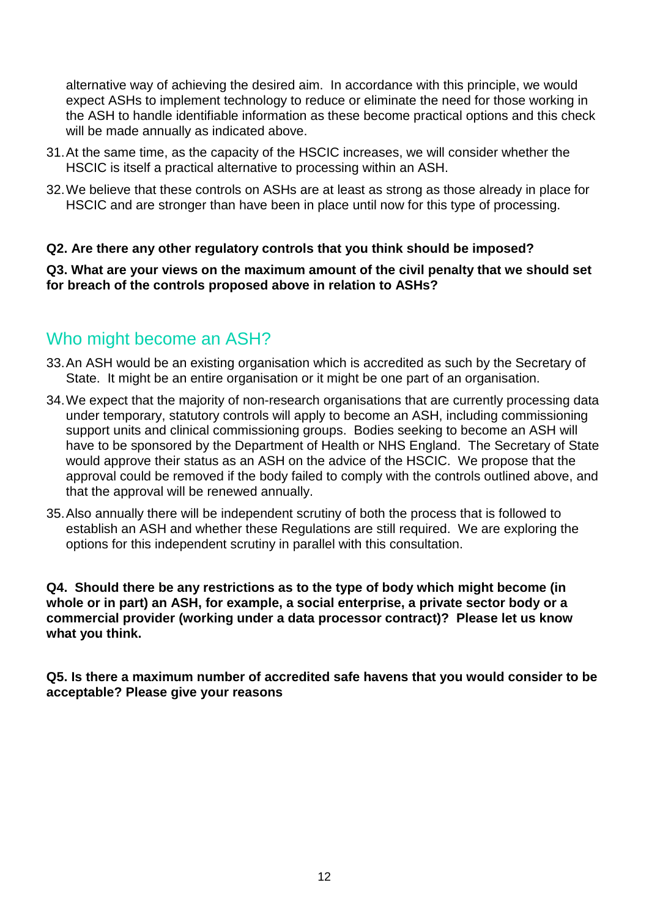alternative way of achieving the desired aim. In accordance with this principle, we would expect ASHs to implement technology to reduce or eliminate the need for those working in the ASH to handle identifiable information as these become practical options and this check will be made annually as indicated above.

31. At the same time, as the capacity of the HSCIC increases, we will consider whether the HSCIC is itself a practical alternative to processing within an ASH.

32. We believe that these controls on ASHs are at least as strong as those already in place for HSCIC and are stronger than have been in place until now for this type of processing.

**Q2. Are there any other regulatory controls that you think should be imposed?**

**Q3. What are your views on the maximum amount of the civil penalty that we should set for breach of the controls proposed above in relation to ASHs?**

## Who might become an ASH?

33. An ASH would be an existing organisation which is accredited as such by the Secretary of State. It might be an entire organisation or it might be one part of an organisation.

34. We expect that the majority of non-research organisations that are currently processing data under temporary, statutory controls will apply to become an ASH, including commissioning support units and clinical commissioning groups. Bodies seeking to become an ASH will have to be sponsored by the Department of Health or NHS England. The Secretary of State would approve their status as an ASH on the advice of the HSCIC. We propose that the approval could be removed if the body failed to comply with the controls outlined above, and that the approval will be renewed annually.

35. Also annually there will be independent scrutiny of both the process that is followed to establish an ASH and whether these Regulations are still required. We are exploring the options for this independent scrutiny in parallel with this consultation.

**Q4. Should there be any restrictions as to the type of body which might become (in whole or in part) an ASH, for example, a social enterprise, a private sector body or a commercial provider (working under a data processor contract)? Please let us know what you think.**

**Q5. Is there a maximum number of accredited safe havens that you would consider to be acceptable? Please give your reasons**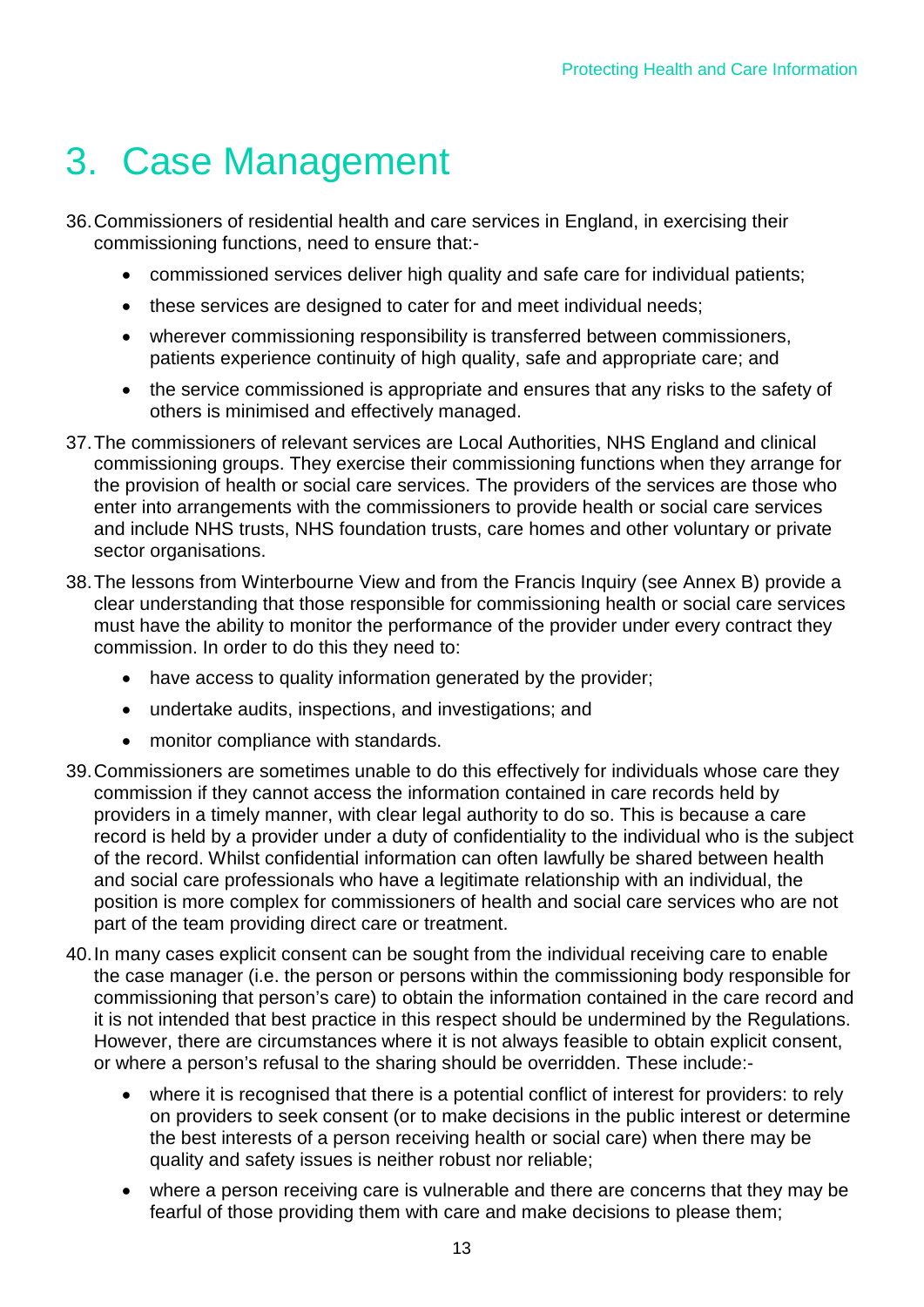# 3. Case Management

36. Commissioners of residential health and care services in England, in exercising their commissioning functions, need to ensure that:-
    - commissioned services deliver high quality and safe care for individual patients;
    - these services are designed to cater for and meet individual needs;
    - wherever commissioning responsibility is transferred between commissioners, patients experience continuity of high quality, safe and appropriate care; and
    - the service commissioned is appropriate and ensures that any risks to the safety of others is minimised and effectively managed.

37. The commissioners of relevant services are Local Authorities, NHS England and clinical commissioning groups. They exercise their commissioning functions when they arrange for the provision of health or social care services. The providers of the services are those who enter into arrangements with the commissioners to provide health or social care services and include NHS trusts, NHS foundation trusts, care homes and other voluntary or private sector organisations.

38. The lessons from Winterbourne View and from the Francis Inquiry (see Annex B) provide a clear understanding that those responsible for commissioning health or social care services must have the ability to monitor the performance of the provider under every contract they commission. In order to do this they need to:
    - have access to quality information generated by the provider;
    - undertake audits, inspections, and investigations; and
    - monitor compliance with standards.

39. Commissioners are sometimes unable to do this effectively for individuals whose care they commission if they cannot access the information contained in care records held by providers in a timely manner, with clear legal authority to do so. This is because a care record is held by a provider under a duty of confidentiality to the individual who is the subject of the record. Whilst confidential information can often lawfully be shared between health and social care professionals who have a legitimate relationship with an individual, the position is more complex for commissioners of health and social care services who are not part of the team providing direct care or treatment.

40. In many cases explicit consent can be sought from the individual receiving care to enable the case manager (i.e. the person or persons within the commissioning body responsible for commissioning that person's care) to obtain the information contained in the care record and it is not intended that best practice in this respect should be undermined by the Regulations. However, there are circumstances where it is not always feasible to obtain explicit consent, or where a person's refusal to the sharing should be overridden. These include:-
    - where it is recognised that there is a potential conflict of interest for providers: to rely on providers to seek consent (or to make decisions in the public interest or determine the best interests of a person receiving health or social care) when there may be quality and safety issues is neither robust nor reliable;
    - where a person receiving care is vulnerable and there are concerns that they may be fearful of those providing them with care and make decisions to please them;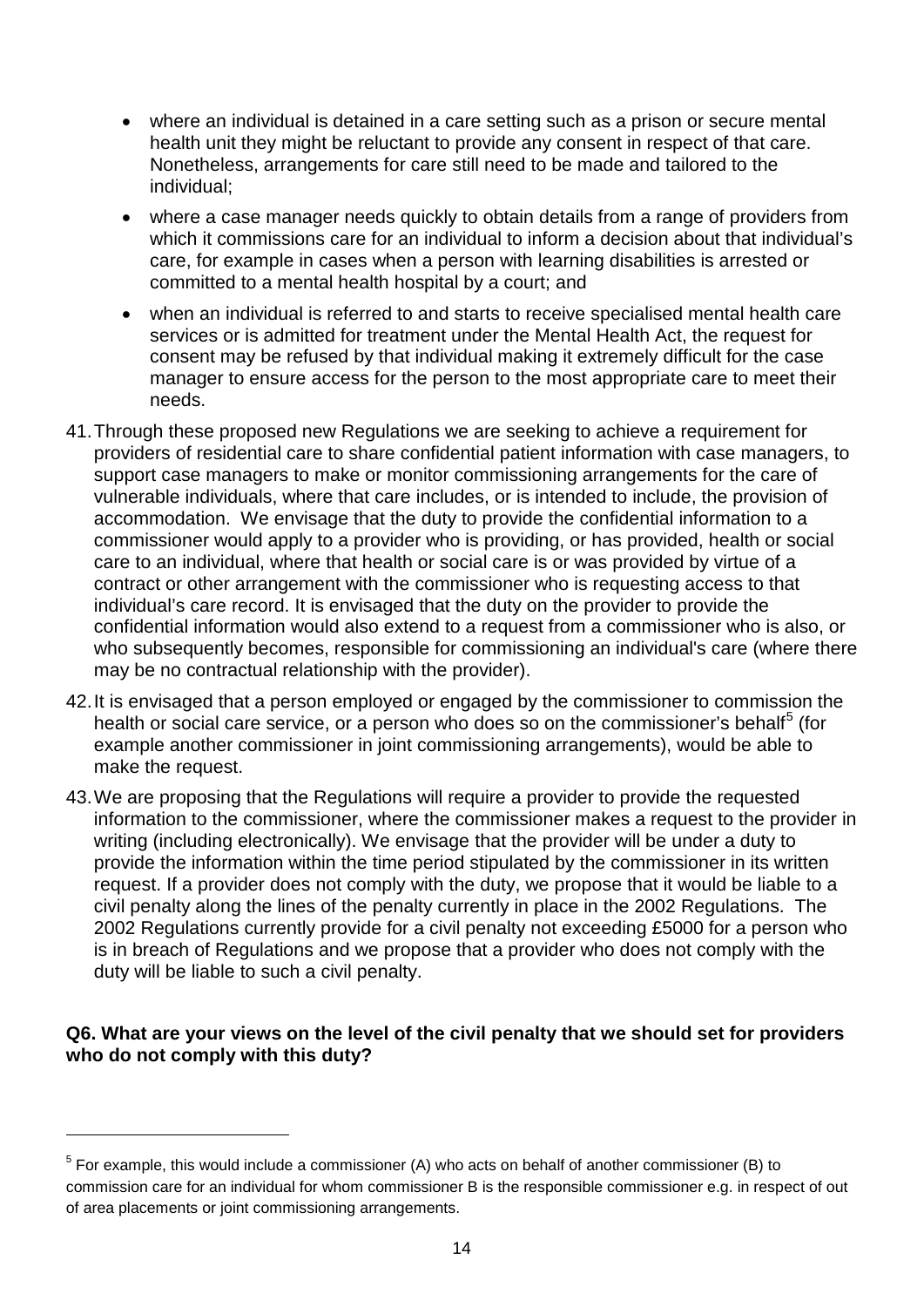- where an individual is detained in a care setting such as a prison or secure mental health unit they might be reluctant to provide any consent in respect of that care. Nonetheless, arrangements for care still need to be made and tailored to the individual;
- where a case manager needs quickly to obtain details from a range of providers from which it commissions care for an individual to inform a decision about that individual's care, for example in cases when a person with learning disabilities is arrested or committed to a mental health hospital by a court; and
- when an individual is referred to and starts to receive specialised mental health care services or is admitted for treatment under the Mental Health Act, the request for consent may be refused by that individual making it extremely difficult for the case manager to ensure access for the person to the most appropriate care to meet their needs.

41. Through these proposed new Regulations we are seeking to achieve a requirement for providers of residential care to share confidential patient information with case managers, to support case managers to make or monitor commissioning arrangements for the care of vulnerable individuals, where that care includes, or is intended to include, the provision of accommodation. We envisage that the duty to provide the confidential information to a commissioner would apply to a provider who is providing, or has provided, health or social care to an individual, where that health or social care is or was provided by virtue of a contract or other arrangement with the commissioner who is requesting access to that individual's care record. It is envisaged that the duty on the provider to provide the confidential information would also extend to a request from a commissioner who is also, or who subsequently becomes, responsible for commissioning an individual's care (where there may be no contractual relationship with the provider).

42. It is envisaged that a person employed or engaged by the commissioner to commission the health or social care service, or a person who does so on the commissioner's behalf[5] (for example another commissioner in joint commissioning arrangements), would be able to make the request.

43. We are proposing that the Regulations will require a provider to provide the requested information to the commissioner, where the commissioner makes a request to the provider in writing (including electronically). We envisage that the provider will be under a duty to provide the information within the time period stipulated by the commissioner in its written request. If a provider does not comply with the duty, we propose that it would be liable to a civil penalty along the lines of the penalty currently in place in the 2002 Regulations. The 2002 Regulations currently provide for a civil penalty not exceeding £5000 for a person who is in breach of Regulations and we propose that a provider who does not comply with the duty will be liable to such a civil penalty.

**Q6. What are your views on the level of the civil penalty that we should set for providers who do not comply with this duty?**

[5] For example, this would include a commissioner (A) who acts on behalf of another commissioner (B) to commission care for an individual for whom commissioner B is the responsible commissioner e.g. in respect of out of area placements or joint commissioning arrangements.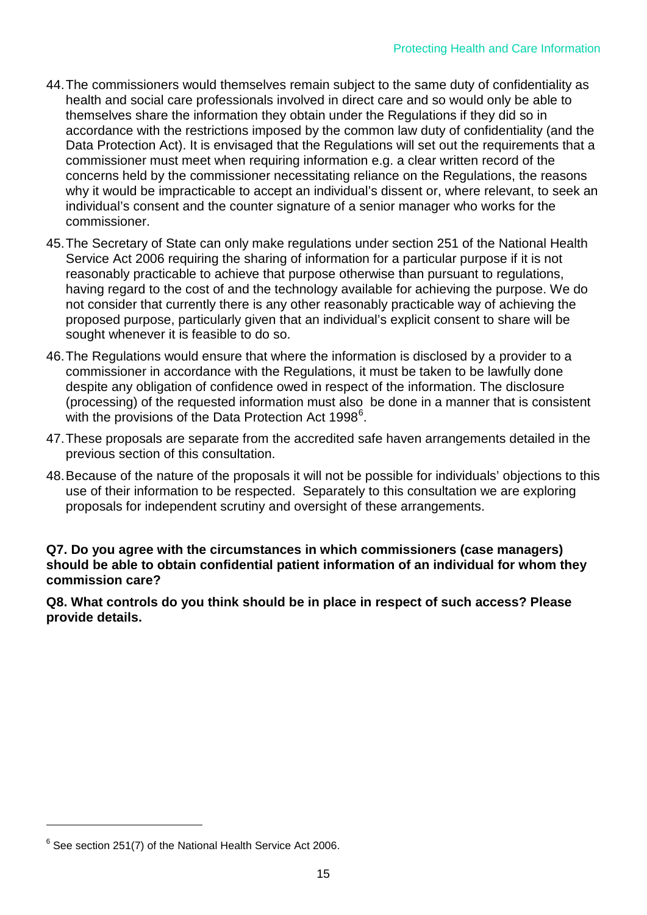44. The commissioners would themselves remain subject to the same duty of confidentiality as health and social care professionals involved in direct care and so would only be able to themselves share the information they obtain under the Regulations if they did so in accordance with the restrictions imposed by the common law duty of confidentiality (and the Data Protection Act). It is envisaged that the Regulations will set out the requirements that a commissioner must meet when requiring information e.g. a clear written record of the concerns held by the commissioner necessitating reliance on the Regulations, the reasons why it would be impracticable to accept an individual's dissent or, where relevant, to seek an individual's consent and the counter signature of a senior manager who works for the commissioner.

45. The Secretary of State can only make regulations under section 251 of the National Health Service Act 2006 requiring the sharing of information for a particular purpose if it is not reasonably practicable to achieve that purpose otherwise than pursuant to regulations, having regard to the cost of and the technology available for achieving the purpose. We do not consider that currently there is any other reasonably practicable way of achieving the proposed purpose, particularly given that an individual's explicit consent to share will be sought whenever it is feasible to do so.

46. The Regulations would ensure that where the information is disclosed by a provider to a commissioner in accordance with the Regulations, it must be taken to be lawfully done despite any obligation of confidence owed in respect of the information. The disclosure (processing) of the requested information must also be done in a manner that is consistent with the provisions of the Data Protection Act 1998[6].

47. These proposals are separate from the accredited safe haven arrangements detailed in the previous section of this consultation.

48. Because of the nature of the proposals it will not be possible for individuals' objections to this use of their information to be respected. Separately to this consultation we are exploring proposals for independent scrutiny and oversight of these arrangements.

**Q7. Do you agree with the circumstances in which commissioners (case managers) should be able to obtain confidential patient information of an individual for whom they commission care?**

**Q8. What controls do you think should be in place in respect of such access? Please provide details.**

[6] See section 251(7) of the National Health Service Act 2006.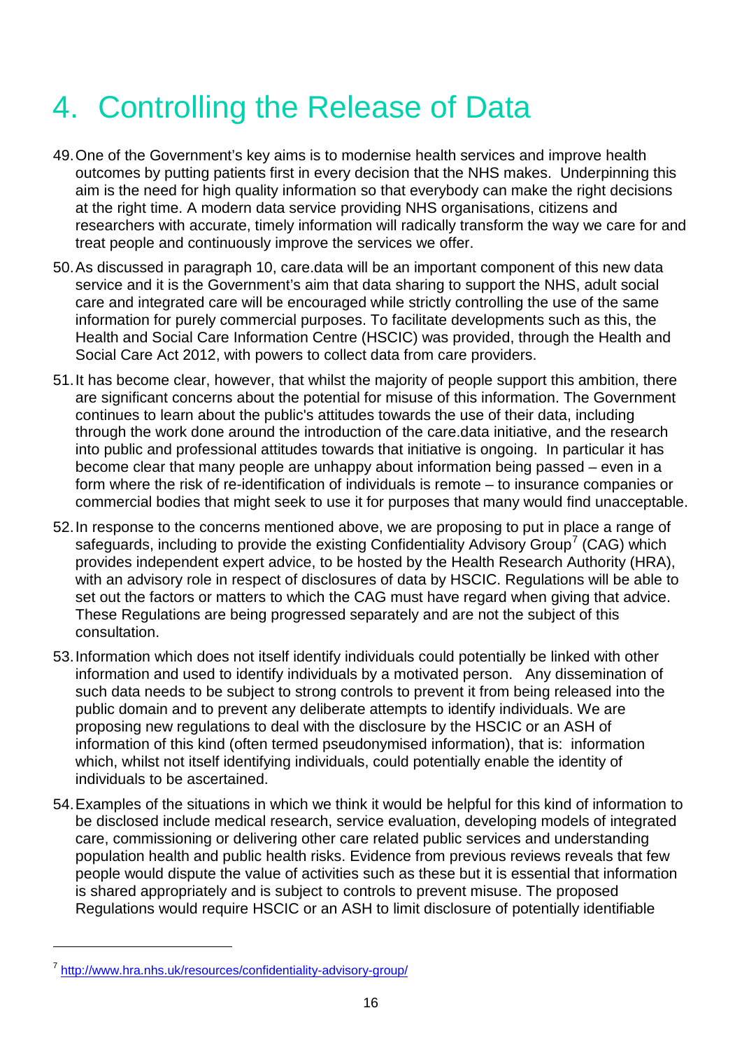# 4. Controlling the Release of Data

49. One of the Government's key aims is to modernise health services and improve health outcomes by putting patients first in every decision that the NHS makes. Underpinning this aim is the need for high quality information so that everybody can make the right decisions at the right time. A modern data service providing NHS organisations, citizens and researchers with accurate, timely information will radically transform the way we care for and treat people and continuously improve the services we offer.

50. As discussed in paragraph 10, care.data will be an important component of this new data service and it is the Government's aim that data sharing to support the NHS, adult social care and integrated care will be encouraged while strictly controlling the use of the same information for purely commercial purposes. To facilitate developments such as this, the Health and Social Care Information Centre (HSCIC) was provided, through the Health and Social Care Act 2012, with powers to collect data from care providers.

51. It has become clear, however, that whilst the majority of people support this ambition, there are significant concerns about the potential for misuse of this information. The Government continues to learn about the public's attitudes towards the use of their data, including through the work done around the introduction of the care.data initiative, and the research into public and professional attitudes towards that initiative is ongoing. In particular it has become clear that many people are unhappy about information being passed – even in a form where the risk of re-identification of individuals is remote – to insurance companies or commercial bodies that might seek to use it for purposes that many would find unacceptable.

52. In response to the concerns mentioned above, we are proposing to put in place a range of safeguards, including to provide the existing Confidentiality Advisory Group[7] (CAG) which provides independent expert advice, to be hosted by the Health Research Authority (HRA), with an advisory role in respect of disclosures of data by HSCIC. Regulations will be able to set out the factors or matters to which the CAG must have regard when giving that advice. These Regulations are being progressed separately and are not the subject of this consultation.

53. Information which does not itself identify individuals could potentially be linked with other information and used to identify individuals by a motivated person. Any dissemination of such data needs to be subject to strong controls to prevent it from being released into the public domain and to prevent any deliberate attempts to identify individuals. We are proposing new regulations to deal with the disclosure by the HSCIC or an ASH of information of this kind (often termed pseudonymised information), that is: information which, whilst not itself identifying individuals, could potentially enable the identity of individuals to be ascertained.

54. Examples of the situations in which we think it would be helpful for this kind of information to be disclosed include medical research, service evaluation, developing models of integrated care, commissioning or delivering other care related public services and understanding population health and public health risks. Evidence from previous reviews reveals that few people would dispute the value of activities such as these but it is essential that information is shared appropriately and is subject to controls to prevent misuse. The proposed Regulations would require HSCIC or an ASH to limit disclosure of potentially identifiable

---

[7] http://www.hra.nhs.uk/resources/confidentiality-advisory-group/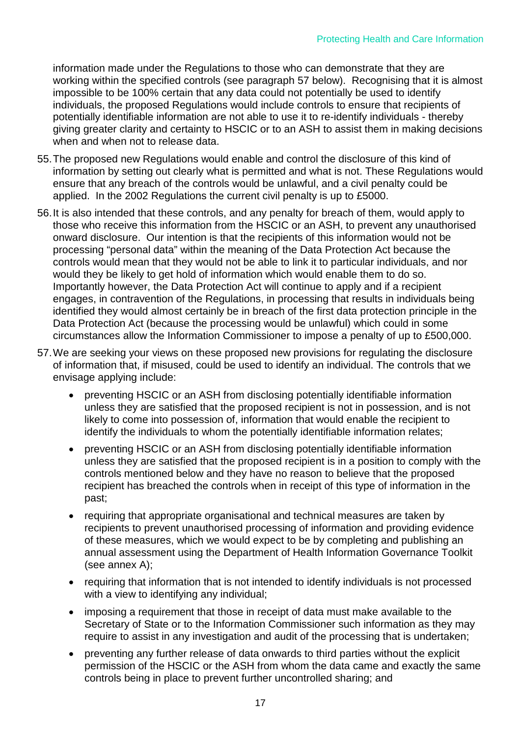information made under the Regulations to those who can demonstrate that they are working within the specified controls (see paragraph 57 below). Recognising that it is almost impossible to be 100% certain that any data could not potentially be used to identify individuals, the proposed Regulations would include controls to ensure that recipients of potentially identifiable information are not able to use it to re-identify individuals - thereby giving greater clarity and certainty to HSCIC or to an ASH to assist them in making decisions when and when not to release data.

55. The proposed new Regulations would enable and control the disclosure of this kind of information by setting out clearly what is permitted and what is not. These Regulations would ensure that any breach of the controls would be unlawful, and a civil penalty could be applied. In the 2002 Regulations the current civil penalty is up to £5000.

56. It is also intended that these controls, and any penalty for breach of them, would apply to those who receive this information from the HSCIC or an ASH, to prevent any unauthorised onward disclosure. Our intention is that the recipients of this information would not be processing "personal data" within the meaning of the Data Protection Act because the controls would mean that they would not be able to link it to particular individuals, and nor would they be likely to get hold of information which would enable them to do so. Importantly however, the Data Protection Act will continue to apply and if a recipient engages, in contravention of the Regulations, in processing that results in individuals being identified they would almost certainly be in breach of the first data protection principle in the Data Protection Act (because the processing would be unlawful) which could in some circumstances allow the Information Commissioner to impose a penalty of up to £500,000.

57. We are seeking your views on these proposed new provisions for regulating the disclosure of information that, if misused, could be used to identify an individual. The controls that we envisage applying include:

- preventing HSCIC or an ASH from disclosing potentially identifiable information unless they are satisfied that the proposed recipient is not in possession, and is not likely to come into possession of, information that would enable the recipient to identify the individuals to whom the potentially identifiable information relates;
- preventing HSCIC or an ASH from disclosing potentially identifiable information unless they are satisfied that the proposed recipient is in a position to comply with the controls mentioned below and they have no reason to believe that the proposed recipient has breached the controls when in receipt of this type of information in the past;
- requiring that appropriate organisational and technical measures are taken by recipients to prevent unauthorised processing of information and providing evidence of these measures, which we would expect to be by completing and publishing an annual assessment using the Department of Health Information Governance Toolkit (see annex A);
- requiring that information that is not intended to identify individuals is not processed with a view to identifying any individual;
- imposing a requirement that those in receipt of data must make available to the Secretary of State or to the Information Commissioner such information as they may require to assist in any investigation and audit of the processing that is undertaken;
- preventing any further release of data onwards to third parties without the explicit permission of the HSCIC or the ASH from whom the data came and exactly the same controls being in place to prevent further uncontrolled sharing; and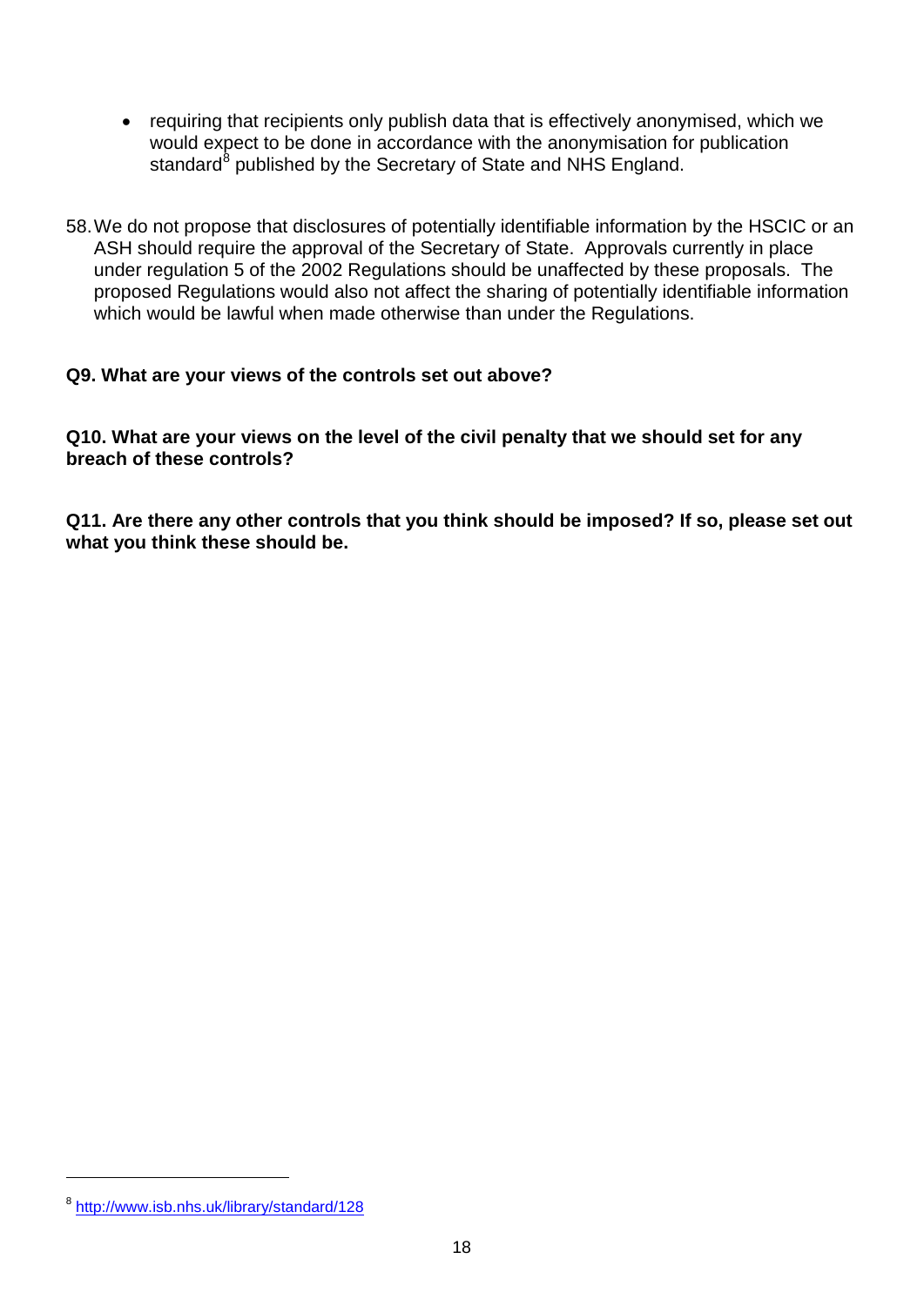- requiring that recipients only publish data that is effectively anonymised, which we would expect to be done in accordance with the anonymisation for publication standard[8] published by the Secretary of State and NHS England.

58. We do not propose that disclosures of potentially identifiable information by the HSCIC or an ASH should require the approval of the Secretary of State. Approvals currently in place under regulation 5 of the 2002 Regulations should be unaffected by these proposals. The proposed Regulations would also not affect the sharing of potentially identifiable information which would be lawful when made otherwise than under the Regulations.

**Q9. What are your views of the controls set out above?**

**Q10. What are your views on the level of the civil penalty that we should set for any breach of these controls?**

**Q11. Are there any other controls that you think should be imposed? If so, please set out what you think these should be.**

---

[8] http://www.isb.nhs.uk/library/standard/128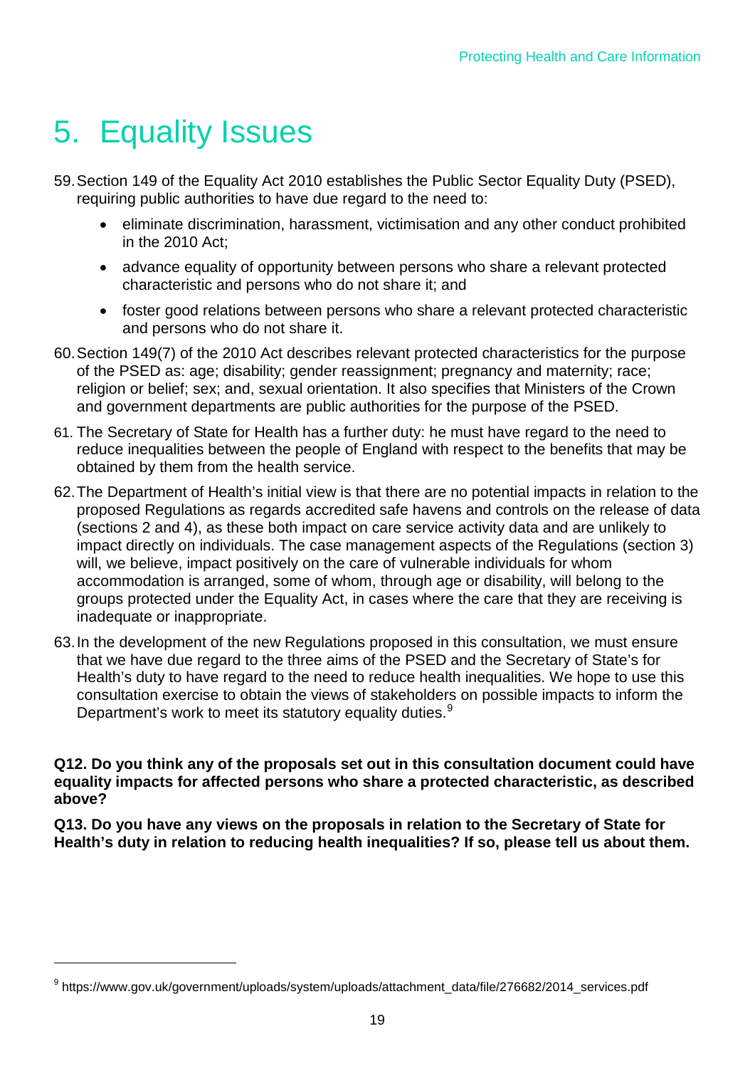# 5. Equality Issues

59. Section 149 of the Equality Act 2010 establishes the Public Sector Equality Duty (PSED), requiring public authorities to have due regard to the need to:

    - eliminate discrimination, harassment, victimisation and any other conduct prohibited in the 2010 Act;
    - advance equality of opportunity between persons who share a relevant protected characteristic and persons who do not share it; and
    - foster good relations between persons who share a relevant protected characteristic and persons who do not share it.

60. Section 149(7) of the 2010 Act describes relevant protected characteristics for the purpose of the PSED as: age; disability; gender reassignment; pregnancy and maternity; race; religion or belief; sex; and, sexual orientation. It also specifies that Ministers of the Crown and government departments are public authorities for the purpose of the PSED.

61. The Secretary of State for Health has a further duty: he must have regard to the need to reduce inequalities between the people of England with respect to the benefits that may be obtained by them from the health service.

62. The Department of Health's initial view is that there are no potential impacts in relation to the proposed Regulations as regards accredited safe havens and controls on the release of data (sections 2 and 4), as these both impact on care service activity data and are unlikely to impact directly on individuals. The case management aspects of the Regulations (section 3) will, we believe, impact positively on the care of vulnerable individuals for whom accommodation is arranged, some of whom, through age or disability, will belong to the groups protected under the Equality Act, in cases where the care that they are receiving is inadequate or inappropriate.

63. In the development of the new Regulations proposed in this consultation, we must ensure that we have due regard to the three aims of the PSED and the Secretary of State's for Health's duty to have regard to the need to reduce health inequalities. We hope to use this consultation exercise to obtain the views of stakeholders on possible impacts to inform the Department's work to meet its statutory equality duties.[9]

**Q12. Do you think any of the proposals set out in this consultation document could have equality impacts for affected persons who share a protected characteristic, as described above?**

**Q13. Do you have any views on the proposals in relation to the Secretary of State for Health's duty in relation to reducing health inequalities? If so, please tell us about them.**

---

[9] https://www.gov.uk/government/uploads/system/uploads/attachment_data/file/276682/2014_services.pdf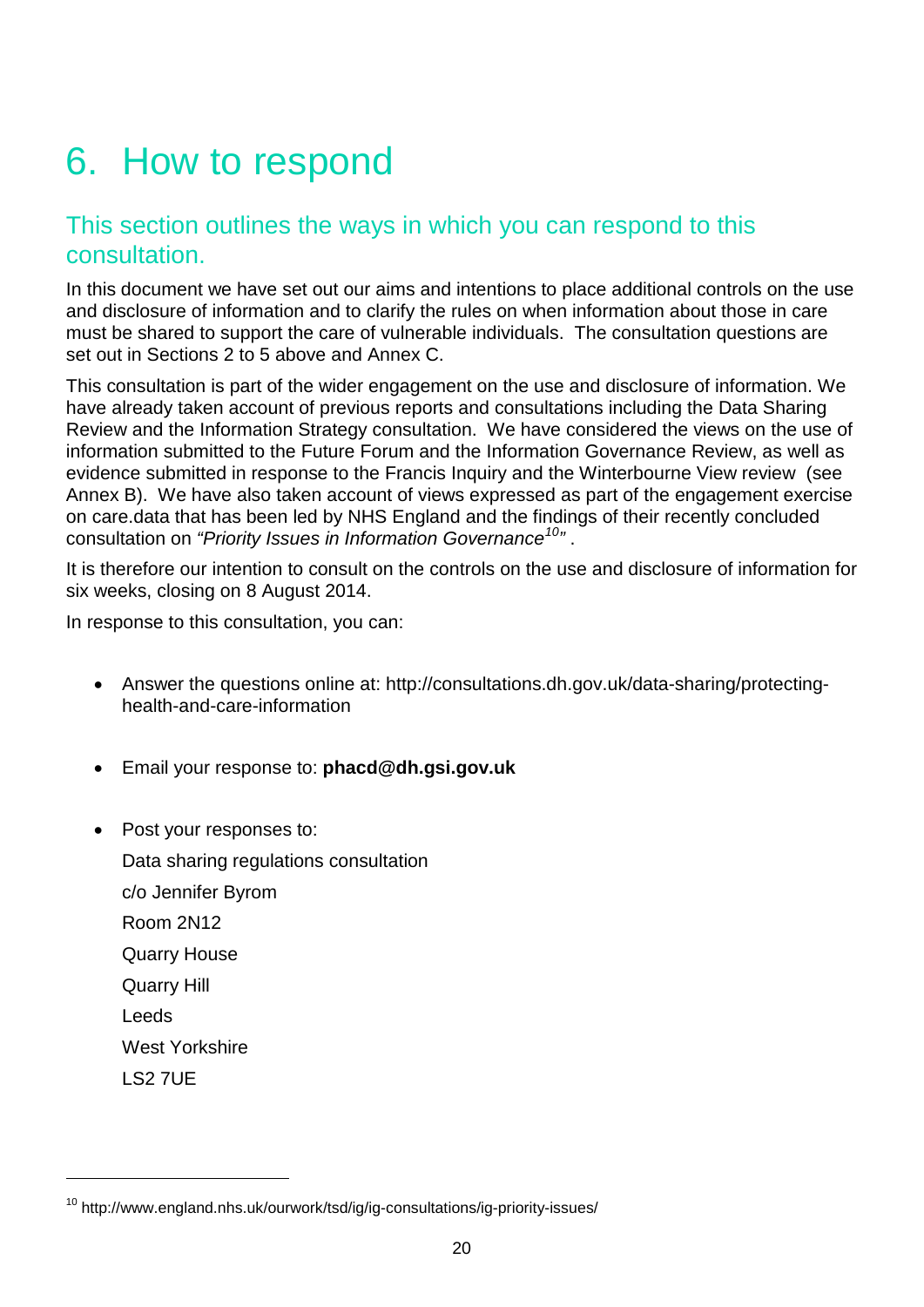# 6. How to respond

## This section outlines the ways in which you can respond to this consultation.

In this document we have set out our aims and intentions to place additional controls on the use and disclosure of information and to clarify the rules on when information about those in care must be shared to support the care of vulnerable individuals. The consultation questions are set out in Sections 2 to 5 above and Annex C.

This consultation is part of the wider engagement on the use and disclosure of information. We have already taken account of previous reports and consultations including the Data Sharing Review and the Information Strategy consultation. We have considered the views on the use of information submitted to the Future Forum and the Information Governance Review, as well as evidence submitted in response to the Francis Inquiry and the Winterbourne View review (see Annex B). We have also taken account of views expressed as part of the engagement exercise on care.data that has been led by NHS England and the findings of their recently concluded consultation on *"Priority Issues in Information Governance*[10]*"* .

It is therefore our intention to consult on the controls on the use and disclosure of information for six weeks, closing on 8 August 2014.

In response to this consultation, you can:

- Answer the questions online at: http://consultations.dh.gov.uk/data-sharing/protecting-health-and-care-information

- Email your response to: **phacd@dh.gsi.gov.uk**

- Post your responses to:

  Data sharing regulations consultation
  c/o Jennifer Byrom
  Room 2N12
  Quarry House
  Quarry Hill
  Leeds
  West Yorkshire
  LS2 7UE

---

[10] http://www.england.nhs.uk/ourwork/tsd/ig/ig-consultations/ig-priority-issues/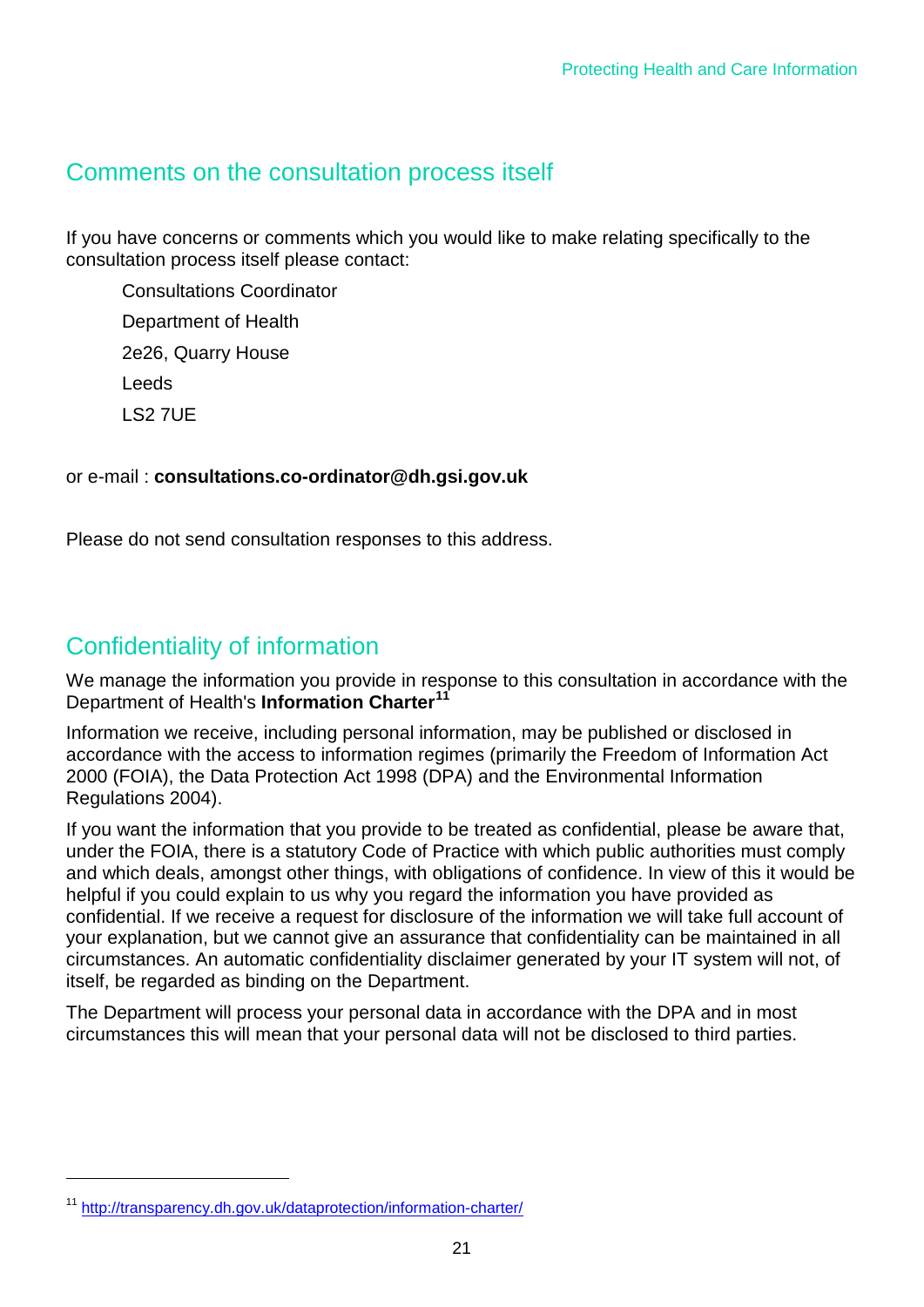## Comments on the consultation process itself

If you have concerns or comments which you would like to make relating specifically to the consultation process itself please contact:

Consultations Coordinator
Department of Health
2e26, Quarry House
Leeds
LS2 7UE

or e-mail : **consultations.co-ordinator@dh.gsi.gov.uk**

Please do not send consultation responses to this address.

## Confidentiality of information

We manage the information you provide in response to this consultation in accordance with the Department of Health's **Information Charter**[11]

Information we receive, including personal information, may be published or disclosed in accordance with the access to information regimes (primarily the Freedom of Information Act 2000 (FOIA), the Data Protection Act 1998 (DPA) and the Environmental Information Regulations 2004).

If you want the information that you provide to be treated as confidential, please be aware that, under the FOIA, there is a statutory Code of Practice with which public authorities must comply and which deals, amongst other things, with obligations of confidence. In view of this it would be helpful if you could explain to us why you regard the information you have provided as confidential. If we receive a request for disclosure of the information we will take full account of your explanation, but we cannot give an assurance that confidentiality can be maintained in all circumstances. An automatic confidentiality disclaimer generated by your IT system will not, of itself, be regarded as binding on the Department.

The Department will process your personal data in accordance with the DPA and in most circumstances this will mean that your personal data will not be disclosed to third parties.

[11] http://transparency.dh.gov.uk/dataprotection/information-charter/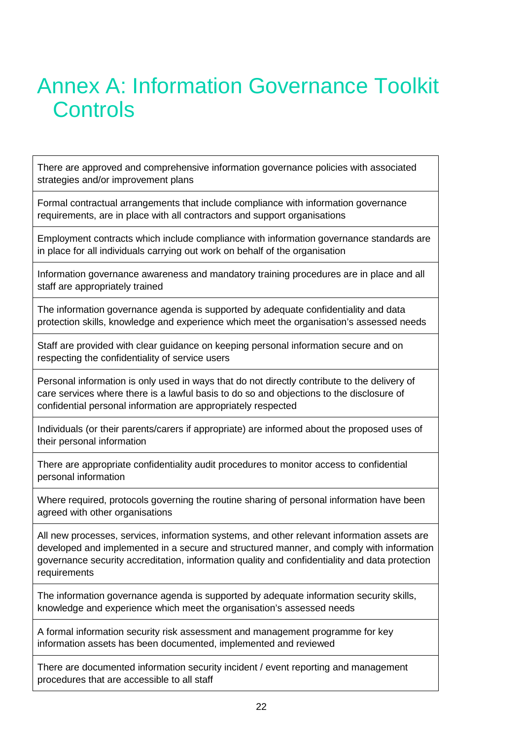# Annex A: Information Governance Toolkit Controls

| There are approved and comprehensive information governance policies with associated strategies and/or improvement plans |
|---|
| Formal contractual arrangements that include compliance with information governance requirements, are in place with all contractors and support organisations |
| Employment contracts which include compliance with information governance standards are in place for all individuals carrying out work on behalf of the organisation |
| Information governance awareness and mandatory training procedures are in place and all staff are appropriately trained |
| The information governance agenda is supported by adequate confidentiality and data protection skills, knowledge and experience which meet the organisation's assessed needs |
| Staff are provided with clear guidance on keeping personal information secure and on respecting the confidentiality of service users |
| Personal information is only used in ways that do not directly contribute to the delivery of care services where there is a lawful basis to do so and objections to the disclosure of confidential personal information are appropriately respected |
| Individuals (or their parents/carers if appropriate) are informed about the proposed uses of their personal information |
| There are appropriate confidentiality audit procedures to monitor access to confidential personal information |
| Where required, protocols governing the routine sharing of personal information have been agreed with other organisations |
| All new processes, services, information systems, and other relevant information assets are developed and implemented in a secure and structured manner, and comply with information governance security accreditation, information quality and confidentiality and data protection requirements |
| The information governance agenda is supported by adequate information security skills, knowledge and experience which meet the organisation's assessed needs |
| A formal information security risk assessment and management programme for key information assets has been documented, implemented and reviewed |
| There are documented information security incident / event reporting and management procedures that are accessible to all staff |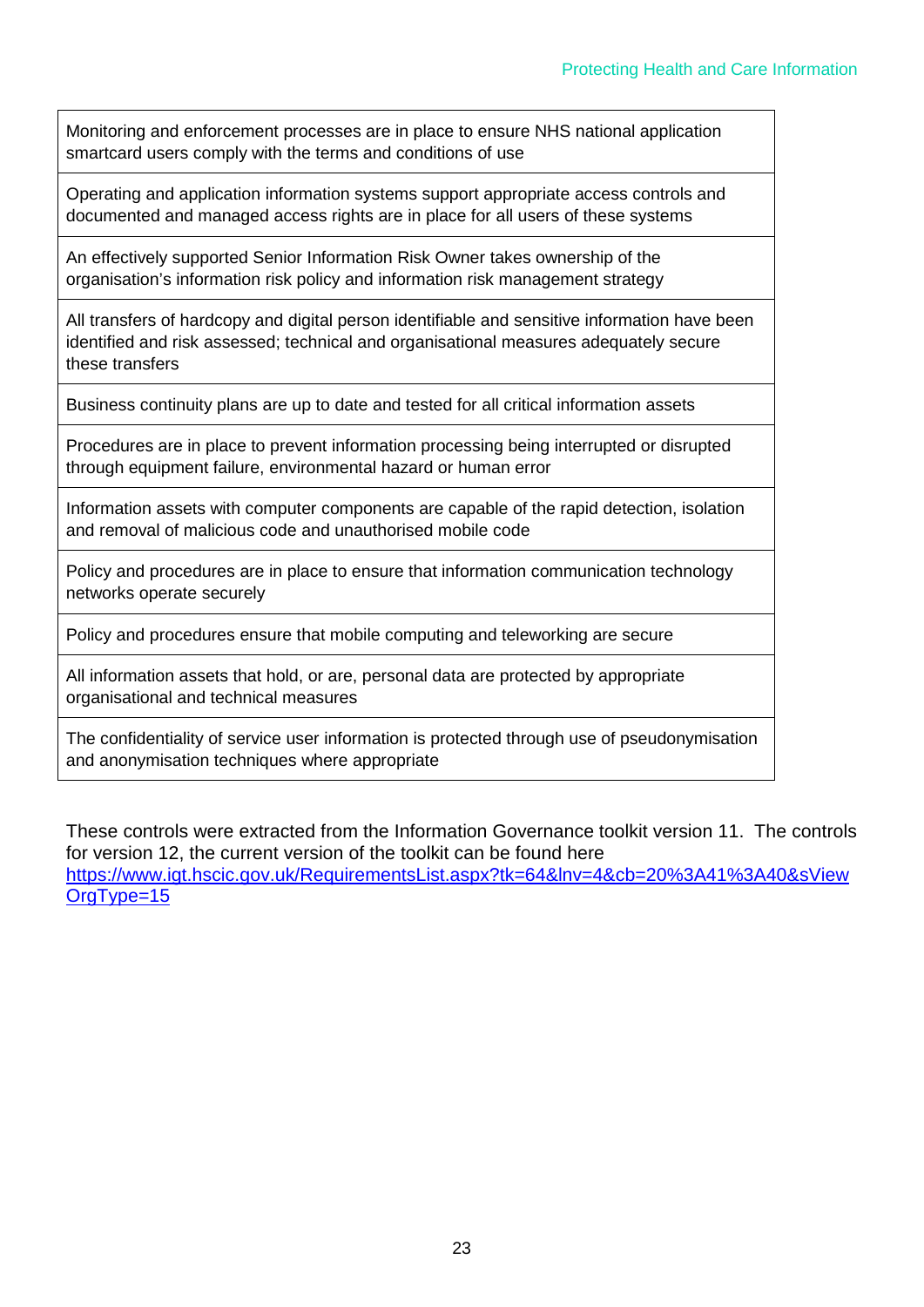| Monitoring and enforcement processes are in place to ensure NHS national application smartcard users comply with the terms and conditions of use |
| --- |
| Operating and application information systems support appropriate access controls and documented and managed access rights are in place for all users of these systems |
| An effectively supported Senior Information Risk Owner takes ownership of the organisation's information risk policy and information risk management strategy |
| All transfers of hardcopy and digital person identifiable and sensitive information have been identified and risk assessed; technical and organisational measures adequately secure these transfers |
| Business continuity plans are up to date and tested for all critical information assets |
| Procedures are in place to prevent information processing being interrupted or disrupted through equipment failure, environmental hazard or human error |
| Information assets with computer components are capable of the rapid detection, isolation and removal of malicious code and unauthorised mobile code |
| Policy and procedures are in place to ensure that information communication technology networks operate securely |
| Policy and procedures ensure that mobile computing and teleworking are secure |
| All information assets that hold, or are, personal data are protected by appropriate organisational and technical measures |
| The confidentiality of service user information is protected through use of pseudonymisation and anonymisation techniques where appropriate |

These controls were extracted from the Information Governance toolkit version 11. The controls for version 12, the current version of the toolkit can be found here https://www.igt.hscic.gov.uk/RequirementsList.aspx?tk=64&lnv=4&cb=20%3A41%3A40&sViewOrgType=15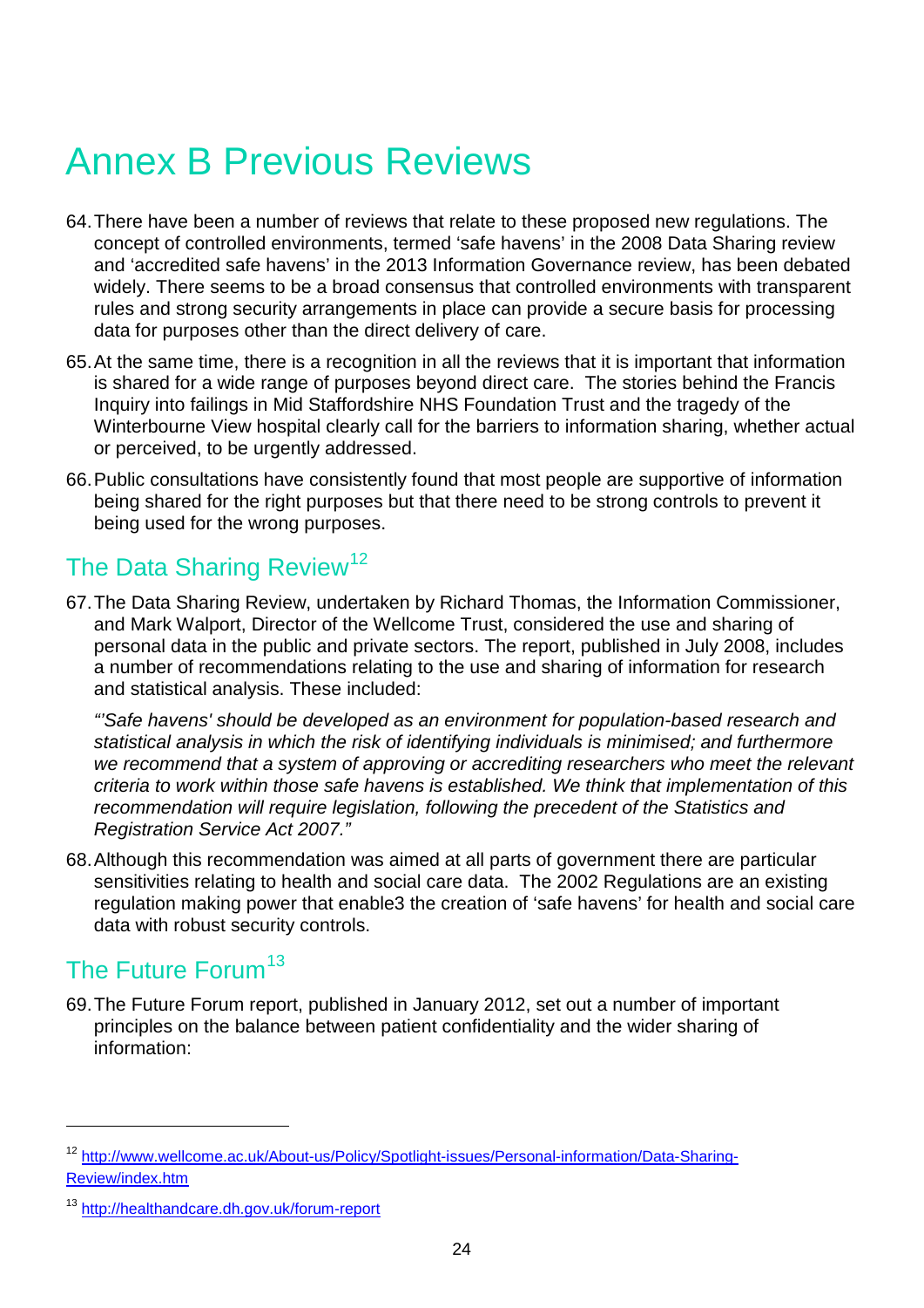# Annex B Previous Reviews

64. There have been a number of reviews that relate to these proposed new regulations. The concept of controlled environments, termed 'safe havens' in the 2008 Data Sharing review and 'accredited safe havens' in the 2013 Information Governance review, has been debated widely. There seems to be a broad consensus that controlled environments with transparent rules and strong security arrangements in place can provide a secure basis for processing data for purposes other than the direct delivery of care.

65. At the same time, there is a recognition in all the reviews that it is important that information is shared for a wide range of purposes beyond direct care. The stories behind the Francis Inquiry into failings in Mid Staffordshire NHS Foundation Trust and the tragedy of the Winterbourne View hospital clearly call for the barriers to information sharing, whether actual or perceived, to be urgently addressed.

66. Public consultations have consistently found that most people are supportive of information being shared for the right purposes but that there need to be strong controls to prevent it being used for the wrong purposes.

## The Data Sharing Review[12]

67. The Data Sharing Review, undertaken by Richard Thomas, the Information Commissioner, and Mark Walport, Director of the Wellcome Trust, considered the use and sharing of personal data in the public and private sectors. The report, published in July 2008, includes a number of recommendations relating to the use and sharing of information for research and statistical analysis. These included:

    *"'Safe havens' should be developed as an environment for population-based research and statistical analysis in which the risk of identifying individuals is minimised; and furthermore we recommend that a system of approving or accrediting researchers who meet the relevant criteria to work within those safe havens is established. We think that implementation of this recommendation will require legislation, following the precedent of the Statistics and Registration Service Act 2007."*

68. Although this recommendation was aimed at all parts of government there are particular sensitivities relating to health and social care data. The 2002 Regulations are an existing regulation making power that enable3 the creation of 'safe havens' for health and social care data with robust security controls.

## The Future Forum[13]

69. The Future Forum report, published in January 2012, set out a number of important principles on the balance between patient confidentiality and the wider sharing of information:

---

[12] http://www.wellcome.ac.uk/About-us/Policy/Spotlight-issues/Personal-information/Data-Sharing-Review/index.htm

[13] http://healthandcare.dh.gov.uk/forum-report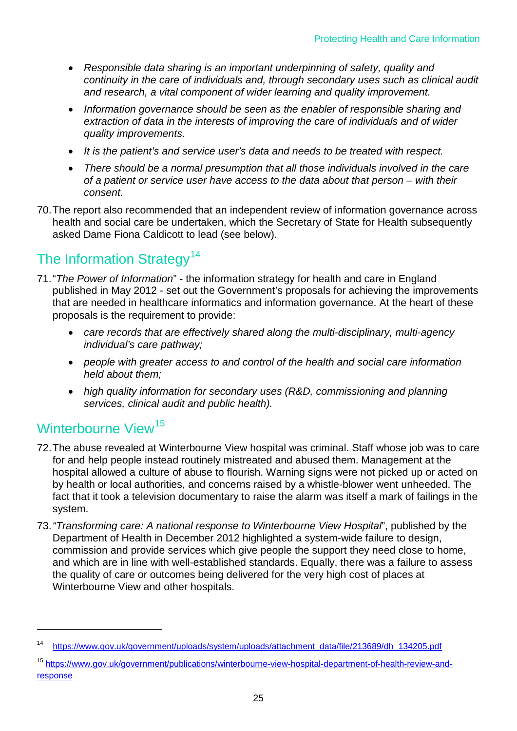- *Responsible data sharing is an important underpinning of safety, quality and continuity in the care of individuals and, through secondary uses such as clinical audit and research, a vital component of wider learning and quality improvement.*
- *Information governance should be seen as the enabler of responsible sharing and extraction of data in the interests of improving the care of individuals and of wider quality improvements.*
- *It is the patient's and service user's data and needs to be treated with respect.*
- *There should be a normal presumption that all those individuals involved in the care of a patient or service user have access to the data about that person – with their consent.*

70. The report also recommended that an independent review of information governance across health and social care be undertaken, which the Secretary of State for Health subsequently asked Dame Fiona Caldicott to lead (see below).

## The Information Strategy[14]

71. "*The Power of Information*" - the information strategy for health and care in England published in May 2012 - set out the Government's proposals for achieving the improvements that are needed in healthcare informatics and information governance. At the heart of these proposals is the requirement to provide:

    - *care records that are effectively shared along the multi-disciplinary, multi-agency individual's care pathway;*
    - *people with greater access to and control of the health and social care information held about them;*
    - *high quality information for secondary uses (R&D, commissioning and planning services, clinical audit and public health).*

## Winterbourne View[15]

72. The abuse revealed at Winterbourne View hospital was criminal. Staff whose job was to care for and help people instead routinely mistreated and abused them. Management at the hospital allowed a culture of abuse to flourish. Warning signs were not picked up or acted on by health or local authorities, and concerns raised by a whistle-blower went unheeded. The fact that it took a television documentary to raise the alarm was itself a mark of failings in the system.

73. "*Transforming care: A national response to Winterbourne View Hospital*", published by the Department of Health in December 2012 highlighted a system-wide failure to design, commission and provide services which give people the support they need close to home, and which are in line with well-established standards. Equally, there was a failure to assess the quality of care or outcomes being delivered for the very high cost of places at Winterbourne View and other hospitals.

---

[14] https://www.gov.uk/government/uploads/system/uploads/attachment_data/file/213689/dh_134205.pdf

[15] https://www.gov.uk/government/publications/winterbourne-view-hospital-department-of-health-review-and-response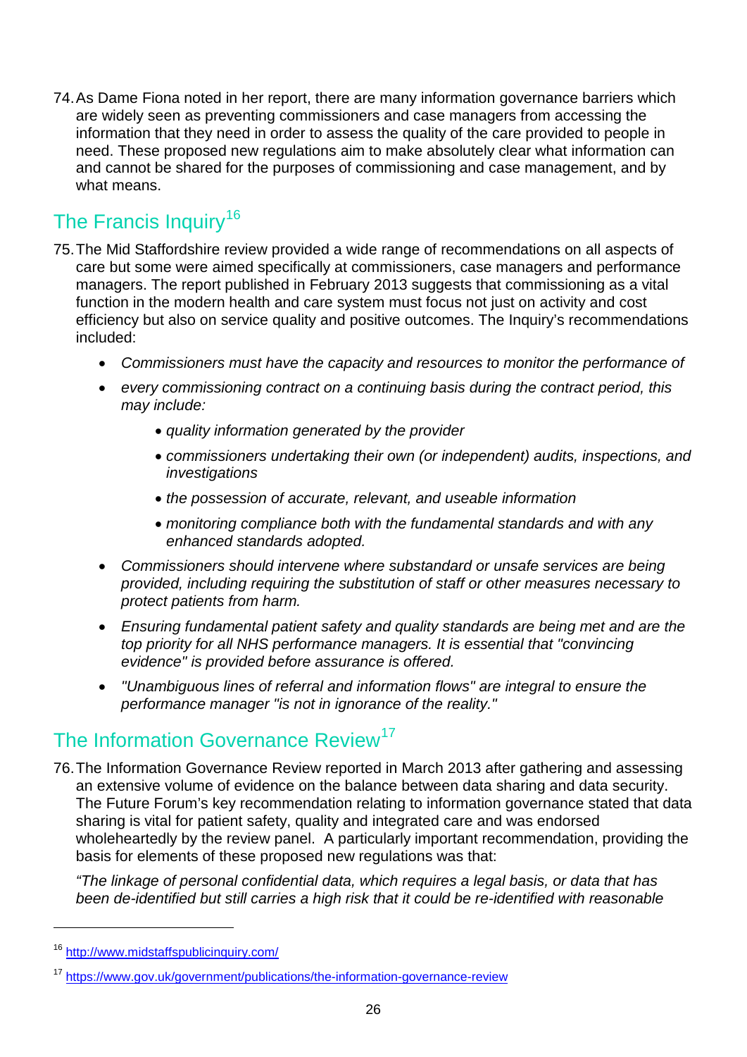74. As Dame Fiona noted in her report, there are many information governance barriers which are widely seen as preventing commissioners and case managers from accessing the information that they need in order to assess the quality of the care provided to people in need. These proposed new regulations aim to make absolutely clear what information can and cannot be shared for the purposes of commissioning and case management, and by what means.

## The Francis Inquiry[16]

75. The Mid Staffordshire review provided a wide range of recommendations on all aspects of care but some were aimed specifically at commissioners, case managers and performance managers. The report published in February 2013 suggests that commissioning as a vital function in the modern health and care system must focus not just on activity and cost efficiency but also on service quality and positive outcomes. The Inquiry's recommendations included:

   - *Commissioners must have the capacity and resources to monitor the performance of*
   - *every commissioning contract on a continuing basis during the contract period, this may include:*
     - *quality information generated by the provider*
     - *commissioners undertaking their own (or independent) audits, inspections, and investigations*
     - *the possession of accurate, relevant, and useable information*
     - *monitoring compliance both with the fundamental standards and with any enhanced standards adopted.*
   - *Commissioners should intervene where substandard or unsafe services are being provided, including requiring the substitution of staff or other measures necessary to protect patients from harm.*
   - *Ensuring fundamental patient safety and quality standards are being met and are the top priority for all NHS performance managers. It is essential that "convincing evidence" is provided before assurance is offered.*
   - *"Unambiguous lines of referral and information flows" are integral to ensure the performance manager "is not in ignorance of the reality."*

## The Information Governance Review[17]

76. The Information Governance Review reported in March 2013 after gathering and assessing an extensive volume of evidence on the balance between data sharing and data security. The Future Forum's key recommendation relating to information governance stated that data sharing is vital for patient safety, quality and integrated care and was endorsed wholeheartedly by the review panel. A particularly important recommendation, providing the basis for elements of these proposed new regulations was that:

    *"The linkage of personal confidential data, which requires a legal basis, or data that has been de-identified but still carries a high risk that it could be re-identified with reasonable*

---

[16] http://www.midstaffspublicinquiry.com/

[17] https://www.gov.uk/government/publications/the-information-governance-review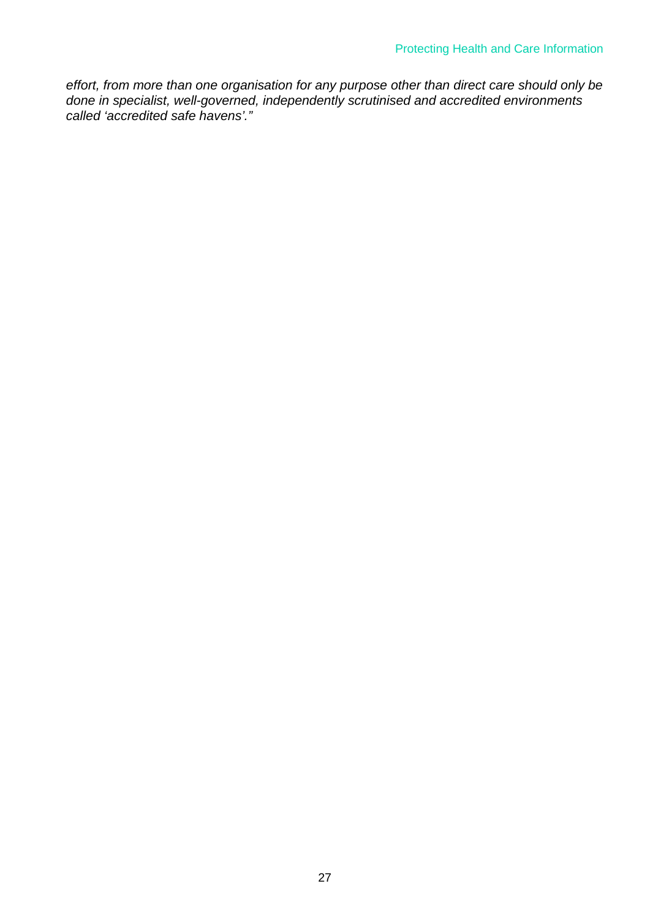*effort, from more than one organisation for any purpose other than direct care should only be done in specialist, well-governed, independently scrutinised and accredited environments called 'accredited safe havens'."*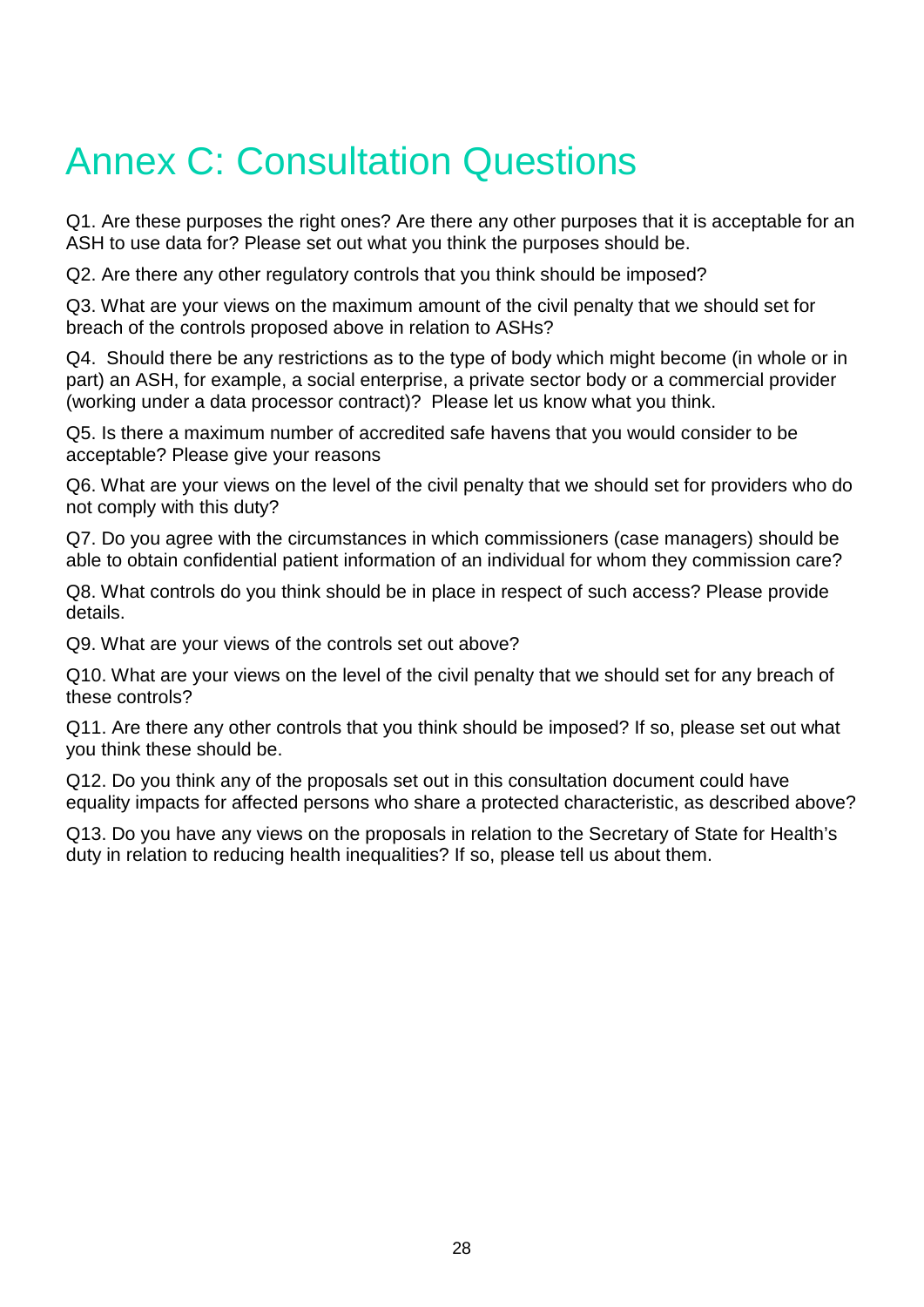# Annex C: Consultation Questions

Q1. Are these purposes the right ones? Are there any other purposes that it is acceptable for an ASH to use data for? Please set out what you think the purposes should be.

Q2. Are there any other regulatory controls that you think should be imposed?

Q3. What are your views on the maximum amount of the civil penalty that we should set for breach of the controls proposed above in relation to ASHs?

Q4. Should there be any restrictions as to the type of body which might become (in whole or in part) an ASH, for example, a social enterprise, a private sector body or a commercial provider (working under a data processor contract)? Please let us know what you think.

Q5. Is there a maximum number of accredited safe havens that you would consider to be acceptable? Please give your reasons

Q6. What are your views on the level of the civil penalty that we should set for providers who do not comply with this duty?

Q7. Do you agree with the circumstances in which commissioners (case managers) should be able to obtain confidential patient information of an individual for whom they commission care?

Q8. What controls do you think should be in place in respect of such access? Please provide details.

Q9. What are your views of the controls set out above?

Q10. What are your views on the level of the civil penalty that we should set for any breach of these controls?

Q11. Are there any other controls that you think should be imposed? If so, please set out what you think these should be.

Q12. Do you think any of the proposals set out in this consultation document could have equality impacts for affected persons who share a protected characteristic, as described above?

Q13. Do you have any views on the proposals in relation to the Secretary of State for Health's duty in relation to reducing health inequalities? If so, please tell us about them.